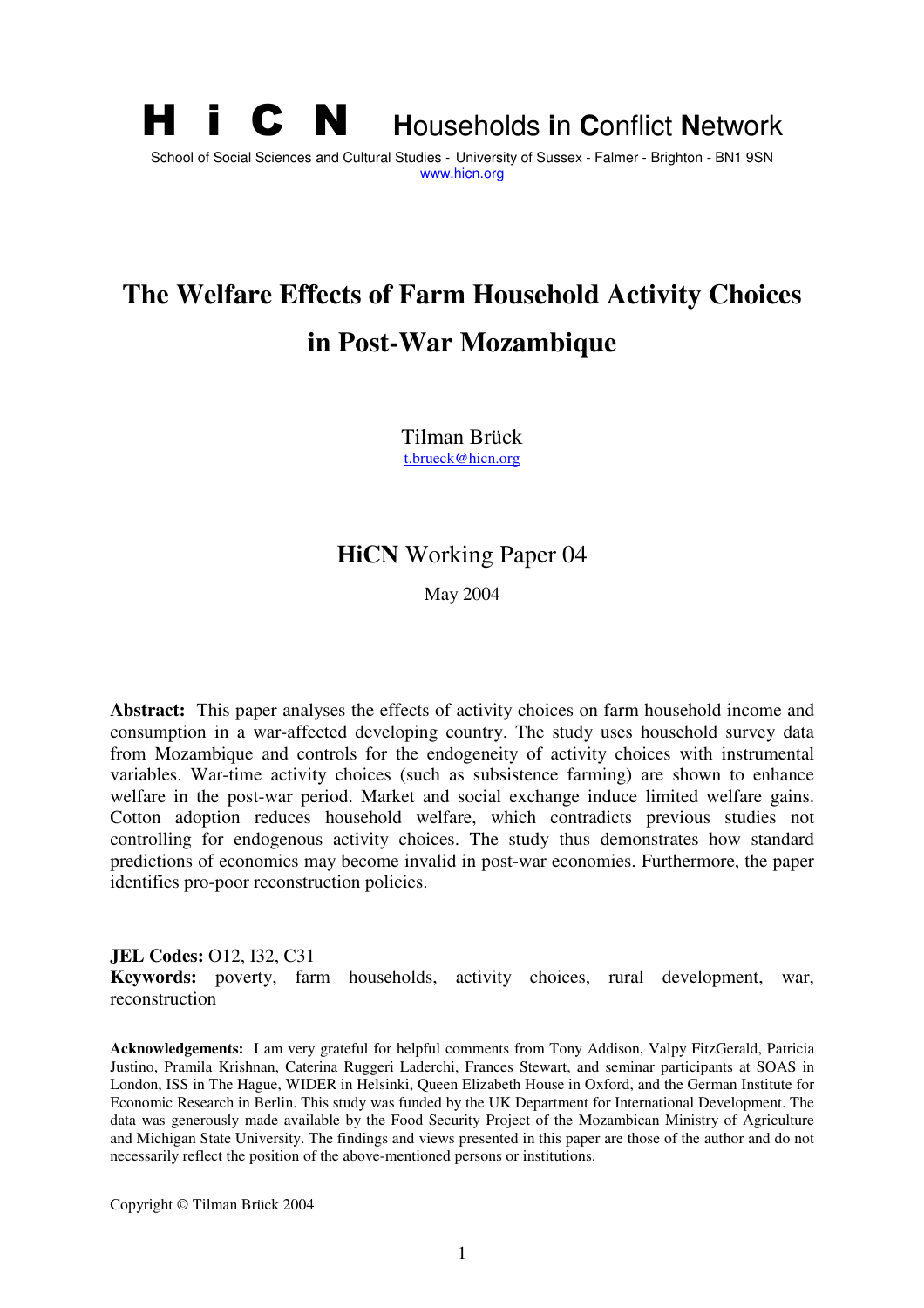**H i C N** **H**ouseholds **i**n **C**onflict **N**etwork

School of Social Sciences and Cultural Studies - University of Sussex - Falmer - Brighton - BN1 9SN
www.hicn.org

# The Welfare Effects of Farm Household Activity Choices in Post-War Mozambique

Tilman Brück
t.brueck@hicn.org

## **HiCN** Working Paper 04

May 2004

**Abstract:** This paper analyses the effects of activity choices on farm household income and consumption in a war-affected developing country. The study uses household survey data from Mozambique and controls for the endogeneity of activity choices with instrumental variables. War-time activity choices (such as subsistence farming) are shown to enhance welfare in the post-war period. Market and social exchange induce limited welfare gains. Cotton adoption reduces household welfare, which contradicts previous studies not controlling for endogenous activity choices. The study thus demonstrates how standard predictions of economics may become invalid in post-war economies. Furthermore, the paper identifies pro-poor reconstruction policies.

**JEL Codes:** O12, I32, C31
**Keywords:** poverty, farm households, activity choices, rural development, war, reconstruction

**Acknowledgements:** I am very grateful for helpful comments from Tony Addison, Valpy FitzGerald, Patricia Justino, Pramila Krishnan, Caterina Ruggeri Laderchi, Frances Stewart, and seminar participants at SOAS in London, ISS in The Hague, WIDER in Helsinki, Queen Elizabeth House in Oxford, and the German Institute for Economic Research in Berlin. This study was funded by the UK Department for International Development. The data was generously made available by the Food Security Project of the Mozambican Ministry of Agriculture and Michigan State University. The findings and views presented in this paper are those of the author and do not necessarily reflect the position of the above-mentioned persons or institutions.

Copyright © Tilman Brück 2004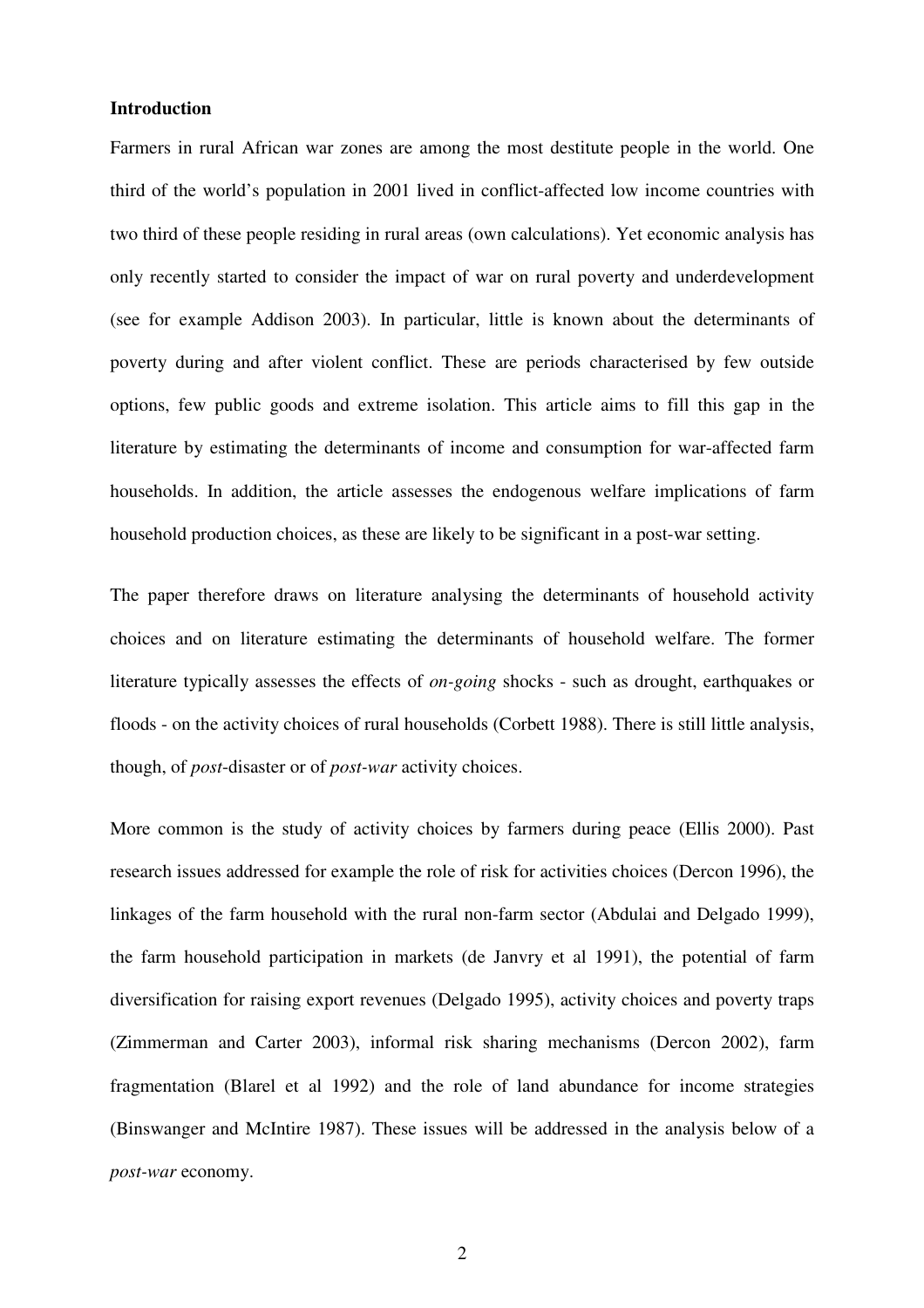**Introduction**

Farmers in rural African war zones are among the most destitute people in the world. One third of the world's population in 2001 lived in conflict-affected low income countries with two third of these people residing in rural areas (own calculations). Yet economic analysis has only recently started to consider the impact of war on rural poverty and underdevelopment (see for example Addison 2003). In particular, little is known about the determinants of poverty during and after violent conflict. These are periods characterised by few outside options, few public goods and extreme isolation. This article aims to fill this gap in the literature by estimating the determinants of income and consumption for war-affected farm households. In addition, the article assesses the endogenous welfare implications of farm household production choices, as these are likely to be significant in a post-war setting.

The paper therefore draws on literature analysing the determinants of household activity choices and on literature estimating the determinants of household welfare. The former literature typically assesses the effects of *on-going* shocks - such as drought, earthquakes or floods - on the activity choices of rural households (Corbett 1988). There is still little analysis, though, of *post*-disaster or of *post-war* activity choices.

More common is the study of activity choices by farmers during peace (Ellis 2000). Past research issues addressed for example the role of risk for activities choices (Dercon 1996), the linkages of the farm household with the rural non-farm sector (Abdulai and Delgado 1999), the farm household participation in markets (de Janvry et al 1991), the potential of farm diversification for raising export revenues (Delgado 1995), activity choices and poverty traps (Zimmerman and Carter 2003), informal risk sharing mechanisms (Dercon 2002), farm fragmentation (Blarel et al 1992) and the role of land abundance for income strategies (Binswanger and McIntire 1987). These issues will be addressed in the analysis below of a *post-war* economy.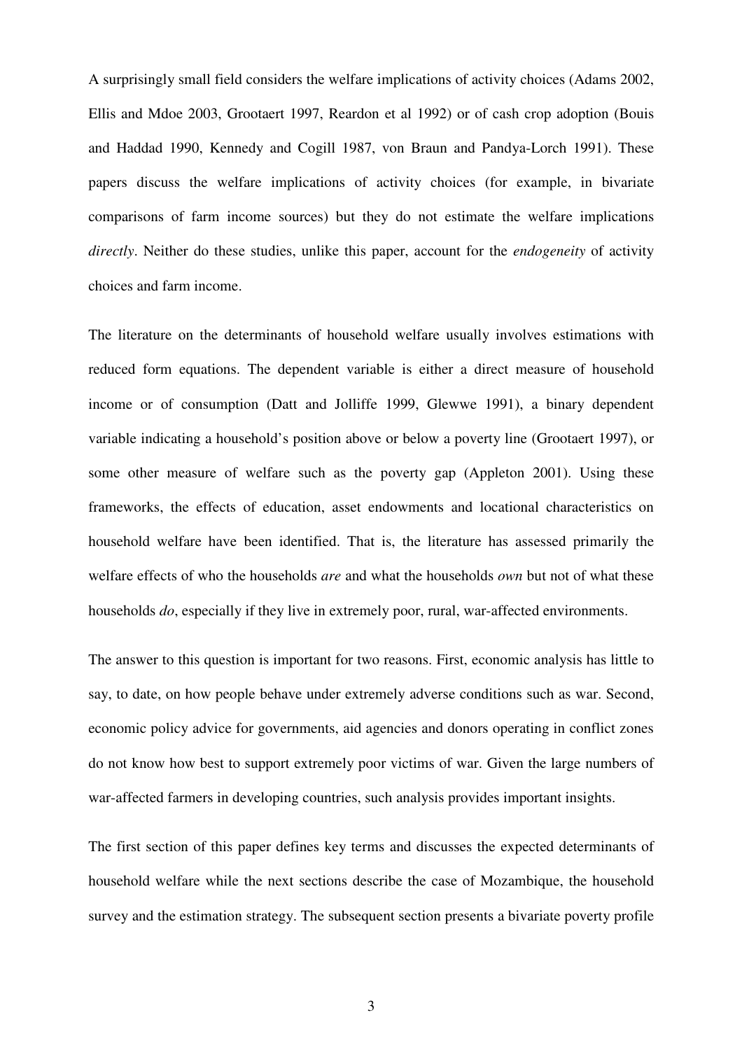A surprisingly small field considers the welfare implications of activity choices (Adams 2002, Ellis and Mdoe 2003, Grootaert 1997, Reardon et al 1992) or of cash crop adoption (Bouis and Haddad 1990, Kennedy and Cogill 1987, von Braun and Pandya-Lorch 1991). These papers discuss the welfare implications of activity choices (for example, in bivariate comparisons of farm income sources) but they do not estimate the welfare implications *directly*. Neither do these studies, unlike this paper, account for the *endogeneity* of activity choices and farm income.

The literature on the determinants of household welfare usually involves estimations with reduced form equations. The dependent variable is either a direct measure of household income or of consumption (Datt and Jolliffe 1999, Glewwe 1991), a binary dependent variable indicating a household's position above or below a poverty line (Grootaert 1997), or some other measure of welfare such as the poverty gap (Appleton 2001). Using these frameworks, the effects of education, asset endowments and locational characteristics on household welfare have been identified. That is, the literature has assessed primarily the welfare effects of who the households *are* and what the households *own* but not of what these households *do*, especially if they live in extremely poor, rural, war-affected environments.

The answer to this question is important for two reasons. First, economic analysis has little to say, to date, on how people behave under extremely adverse conditions such as war. Second, economic policy advice for governments, aid agencies and donors operating in conflict zones do not know how best to support extremely poor victims of war. Given the large numbers of war-affected farmers in developing countries, such analysis provides important insights.

The first section of this paper defines key terms and discusses the expected determinants of household welfare while the next sections describe the case of Mozambique, the household survey and the estimation strategy. The subsequent section presents a bivariate poverty profile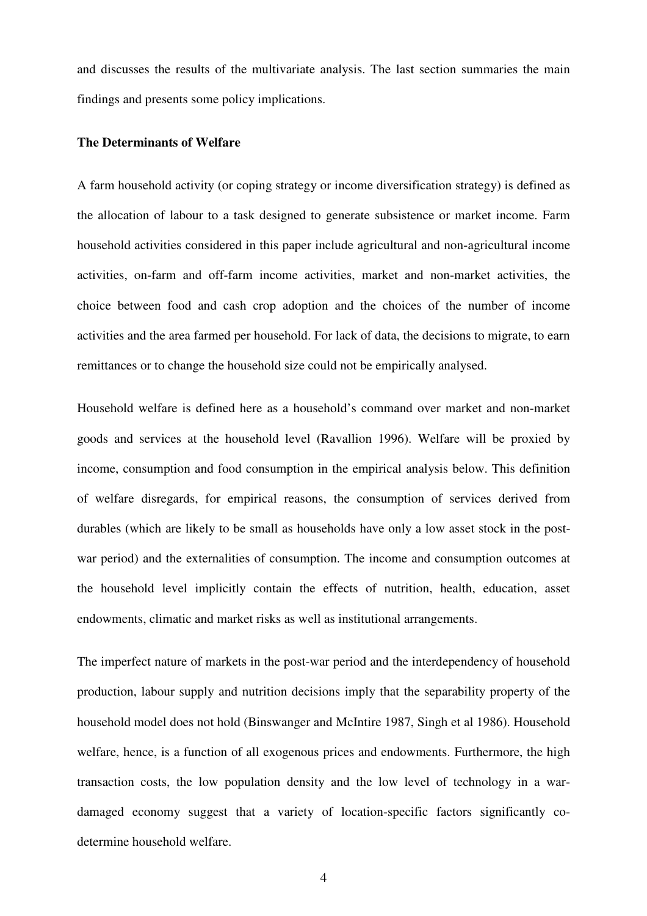and discusses the results of the multivariate analysis. The last section summaries the main findings and presents some policy implications.

## The Determinants of Welfare

A farm household activity (or coping strategy or income diversification strategy) is defined as the allocation of labour to a task designed to generate subsistence or market income. Farm household activities considered in this paper include agricultural and non-agricultural income activities, on-farm and off-farm income activities, market and non-market activities, the choice between food and cash crop adoption and the choices of the number of income activities and the area farmed per household. For lack of data, the decisions to migrate, to earn remittances or to change the household size could not be empirically analysed.

Household welfare is defined here as a household's command over market and non-market goods and services at the household level (Ravallion 1996). Welfare will be proxied by income, consumption and food consumption in the empirical analysis below. This definition of welfare disregards, for empirical reasons, the consumption of services derived from durables (which are likely to be small as households have only a low asset stock in the post-war period) and the externalities of consumption. The income and consumption outcomes at the household level implicitly contain the effects of nutrition, health, education, asset endowments, climatic and market risks as well as institutional arrangements.

The imperfect nature of markets in the post-war period and the interdependency of household production, labour supply and nutrition decisions imply that the separability property of the household model does not hold (Binswanger and McIntire 1987, Singh et al 1986). Household welfare, hence, is a function of all exogenous prices and endowments. Furthermore, the high transaction costs, the low population density and the low level of technology in a war-damaged economy suggest that a variety of location-specific factors significantly co-determine household welfare.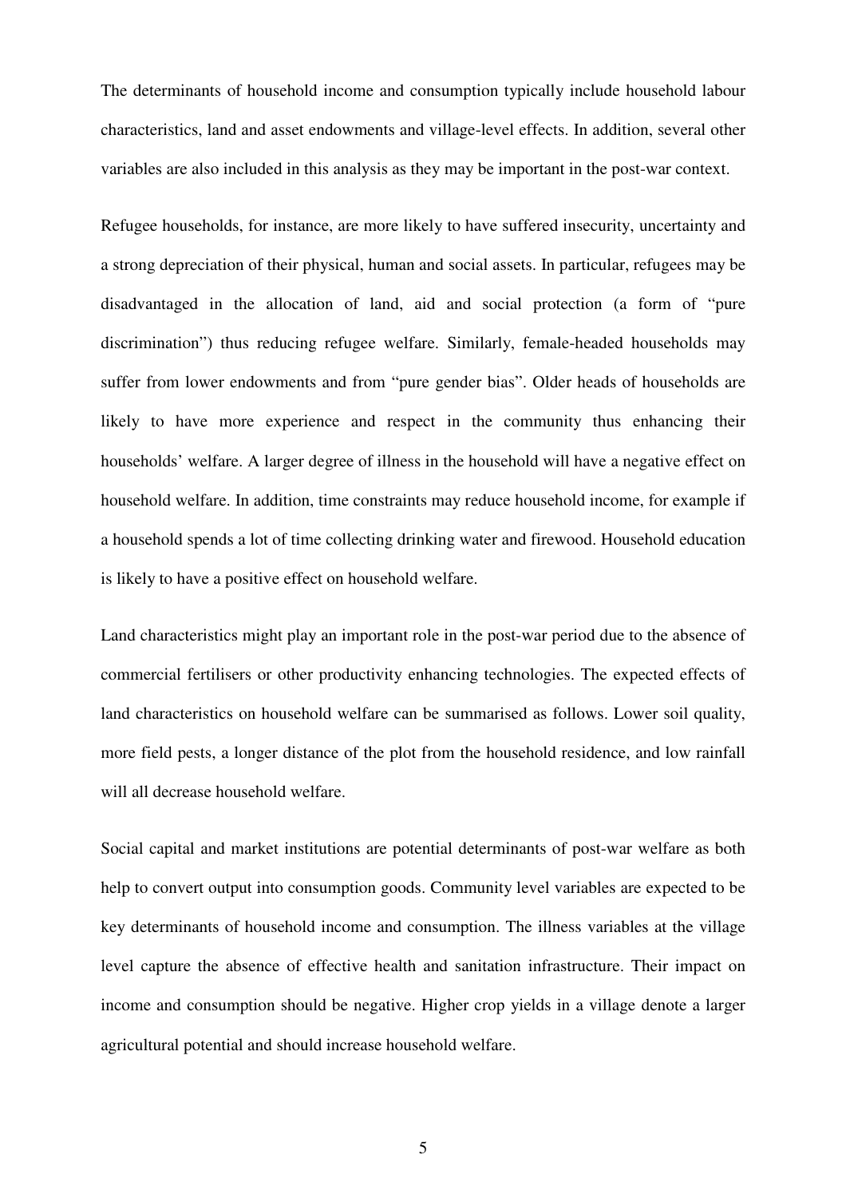The determinants of household income and consumption typically include household labour characteristics, land and asset endowments and village-level effects. In addition, several other variables are also included in this analysis as they may be important in the post-war context.

Refugee households, for instance, are more likely to have suffered insecurity, uncertainty and a strong depreciation of their physical, human and social assets. In particular, refugees may be disadvantaged in the allocation of land, aid and social protection (a form of "pure discrimination") thus reducing refugee welfare. Similarly, female-headed households may suffer from lower endowments and from "pure gender bias". Older heads of households are likely to have more experience and respect in the community thus enhancing their households' welfare. A larger degree of illness in the household will have a negative effect on household welfare. In addition, time constraints may reduce household income, for example if a household spends a lot of time collecting drinking water and firewood. Household education is likely to have a positive effect on household welfare.

Land characteristics might play an important role in the post-war period due to the absence of commercial fertilisers or other productivity enhancing technologies. The expected effects of land characteristics on household welfare can be summarised as follows. Lower soil quality, more field pests, a longer distance of the plot from the household residence, and low rainfall will all decrease household welfare.

Social capital and market institutions are potential determinants of post-war welfare as both help to convert output into consumption goods. Community level variables are expected to be key determinants of household income and consumption. The illness variables at the village level capture the absence of effective health and sanitation infrastructure. Their impact on income and consumption should be negative. Higher crop yields in a village denote a larger agricultural potential and should increase household welfare.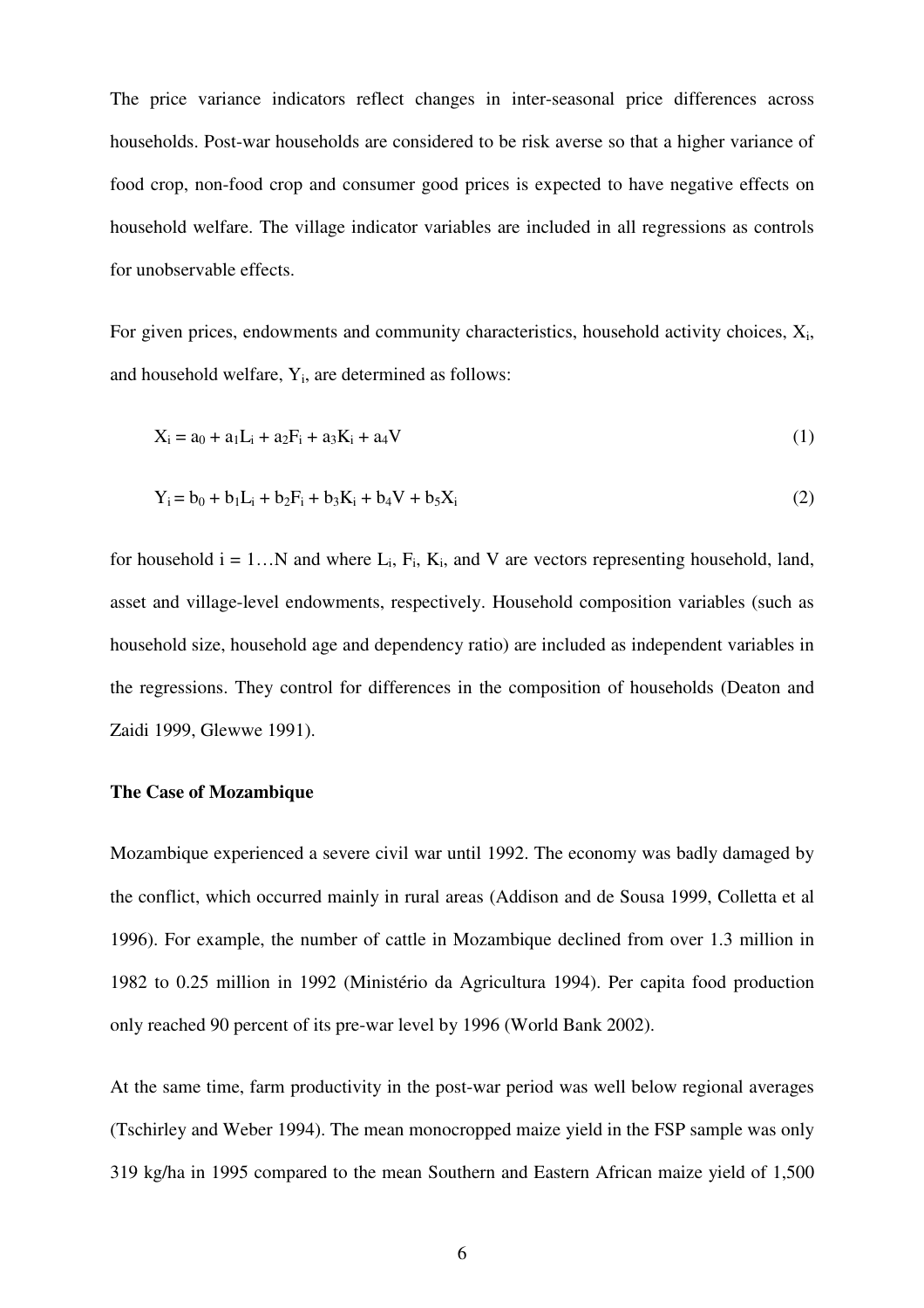The price variance indicators reflect changes in inter-seasonal price differences across households. Post-war households are considered to be risk averse so that a higher variance of food crop, non-food crop and consumer good prices is expected to have negative effects on household welfare. The village indicator variables are included in all regressions as controls for unobservable effects.

For given prices, endowments and community characteristics, household activity choices, $X_i$, and household welfare, $Y_i$, are determined as follows:

$$X_i = a_0 + a_1L_i + a_2F_i + a_3K_i + a_4V \quad (1)$$

$$Y_i = b_0 + b_1L_i + b_2F_i + b_3K_i + b_4V + b_5X_i \quad (2)$$

for household $i = 1 \ldots N$ and where $L_i$, $F_i$, $K_i$, and $V$ are vectors representing household, land, asset and village-level endowments, respectively. Household composition variables (such as household size, household age and dependency ratio) are included as independent variables in the regressions. They control for differences in the composition of households (Deaton and Zaidi 1999, Glewwe 1991).

**The Case of Mozambique**

Mozambique experienced a severe civil war until 1992. The economy was badly damaged by the conflict, which occurred mainly in rural areas (Addison and de Sousa 1999, Colletta et al 1996). For example, the number of cattle in Mozambique declined from over 1.3 million in 1982 to 0.25 million in 1992 (Ministério da Agricultura 1994). Per capita food production only reached 90 percent of its pre-war level by 1996 (World Bank 2002).

At the same time, farm productivity in the post-war period was well below regional averages (Tschirley and Weber 1994). The mean monocropped maize yield in the FSP sample was only 319 kg/ha in 1995 compared to the mean Southern and Eastern African maize yield of 1,500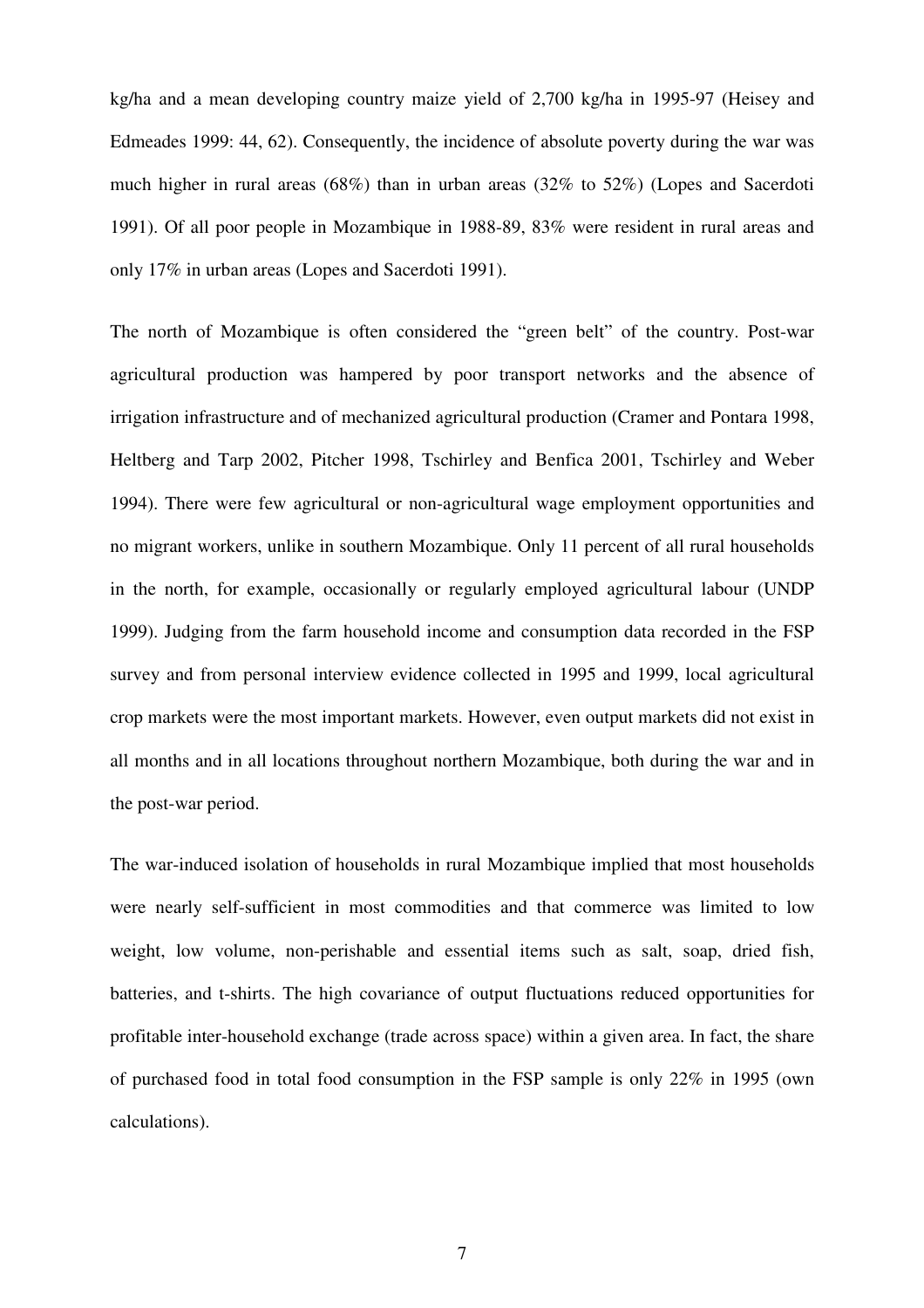kg/ha and a mean developing country maize yield of 2,700 kg/ha in 1995-97 (Heisey and Edmeades 1999: 44, 62). Consequently, the incidence of absolute poverty during the war was much higher in rural areas (68%) than in urban areas (32% to 52%) (Lopes and Sacerdoti 1991). Of all poor people in Mozambique in 1988-89, 83% were resident in rural areas and only 17% in urban areas (Lopes and Sacerdoti 1991).

The north of Mozambique is often considered the "green belt" of the country. Post-war agricultural production was hampered by poor transport networks and the absence of irrigation infrastructure and of mechanized agricultural production (Cramer and Pontara 1998, Heltberg and Tarp 2002, Pitcher 1998, Tschirley and Benfica 2001, Tschirley and Weber 1994). There were few agricultural or non-agricultural wage employment opportunities and no migrant workers, unlike in southern Mozambique. Only 11 percent of all rural households in the north, for example, occasionally or regularly employed agricultural labour (UNDP 1999). Judging from the farm household income and consumption data recorded in the FSP survey and from personal interview evidence collected in 1995 and 1999, local agricultural crop markets were the most important markets. However, even output markets did not exist in all months and in all locations throughout northern Mozambique, both during the war and in the post-war period.

The war-induced isolation of households in rural Mozambique implied that most households were nearly self-sufficient in most commodities and that commerce was limited to low weight, low volume, non-perishable and essential items such as salt, soap, dried fish, batteries, and t-shirts. The high covariance of output fluctuations reduced opportunities for profitable inter-household exchange (trade across space) within a given area. In fact, the share of purchased food in total food consumption in the FSP sample is only 22% in 1995 (own calculations).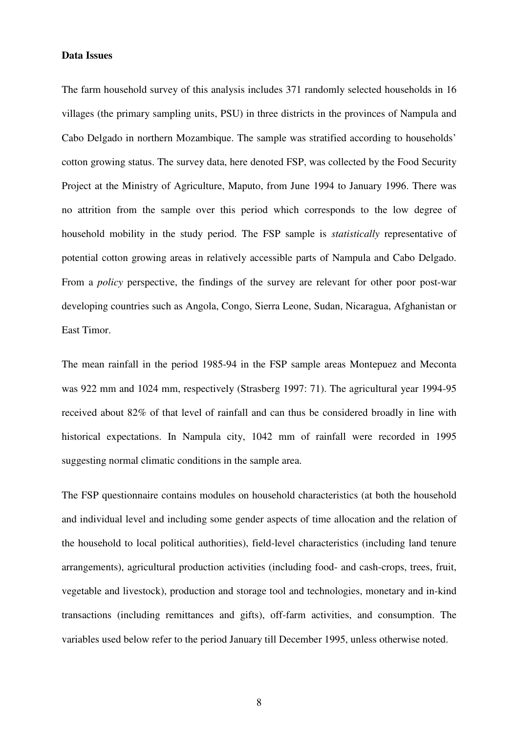**Data Issues**

The farm household survey of this analysis includes 371 randomly selected households in 16 villages (the primary sampling units, PSU) in three districts in the provinces of Nampula and Cabo Delgado in northern Mozambique. The sample was stratified according to households' cotton growing status. The survey data, here denoted FSP, was collected by the Food Security Project at the Ministry of Agriculture, Maputo, from June 1994 to January 1996. There was no attrition from the sample over this period which corresponds to the low degree of household mobility in the study period. The FSP sample is *statistically* representative of potential cotton growing areas in relatively accessible parts of Nampula and Cabo Delgado. From a *policy* perspective, the findings of the survey are relevant for other poor post-war developing countries such as Angola, Congo, Sierra Leone, Sudan, Nicaragua, Afghanistan or East Timor.

The mean rainfall in the period 1985-94 in the FSP sample areas Montepuez and Meconta was 922 mm and 1024 mm, respectively (Strasberg 1997: 71). The agricultural year 1994-95 received about 82% of that level of rainfall and can thus be considered broadly in line with historical expectations. In Nampula city, 1042 mm of rainfall were recorded in 1995 suggesting normal climatic conditions in the sample area.

The FSP questionnaire contains modules on household characteristics (at both the household and individual level and including some gender aspects of time allocation and the relation of the household to local political authorities), field-level characteristics (including land tenure arrangements), agricultural production activities (including food- and cash-crops, trees, fruit, vegetable and livestock), production and storage tool and technologies, monetary and in-kind transactions (including remittances and gifts), off-farm activities, and consumption. The variables used below refer to the period January till December 1995, unless otherwise noted.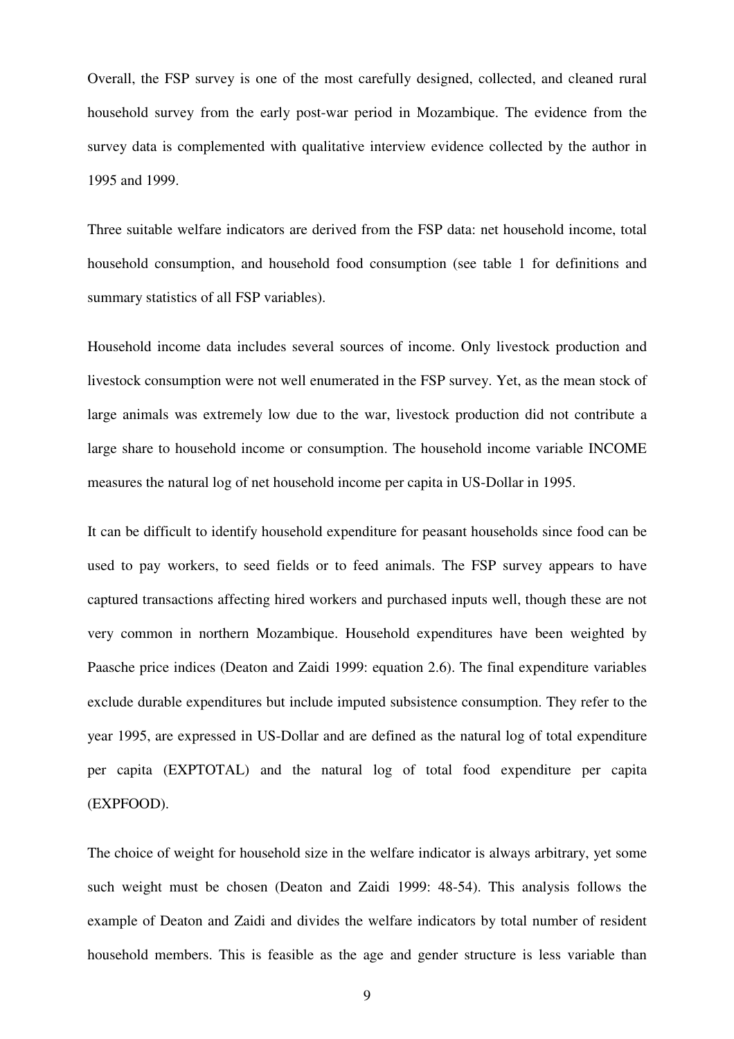Overall, the FSP survey is one of the most carefully designed, collected, and cleaned rural household survey from the early post-war period in Mozambique. The evidence from the survey data is complemented with qualitative interview evidence collected by the author in 1995 and 1999.

Three suitable welfare indicators are derived from the FSP data: net household income, total household consumption, and household food consumption (see table 1 for definitions and summary statistics of all FSP variables).

Household income data includes several sources of income. Only livestock production and livestock consumption were not well enumerated in the FSP survey. Yet, as the mean stock of large animals was extremely low due to the war, livestock production did not contribute a large share to household income or consumption. The household income variable INCOME measures the natural log of net household income per capita in US-Dollar in 1995.

It can be difficult to identify household expenditure for peasant households since food can be used to pay workers, to seed fields or to feed animals. The FSP survey appears to have captured transactions affecting hired workers and purchased inputs well, though these are not very common in northern Mozambique. Household expenditures have been weighted by Paasche price indices (Deaton and Zaidi 1999: equation 2.6). The final expenditure variables exclude durable expenditures but include imputed subsistence consumption. They refer to the year 1995, are expressed in US-Dollar and are defined as the natural log of total expenditure per capita (EXPTOTAL) and the natural log of total food expenditure per capita (EXPFOOD).

The choice of weight for household size in the welfare indicator is always arbitrary, yet some such weight must be chosen (Deaton and Zaidi 1999: 48-54). This analysis follows the example of Deaton and Zaidi and divides the welfare indicators by total number of resident household members. This is feasible as the age and gender structure is less variable than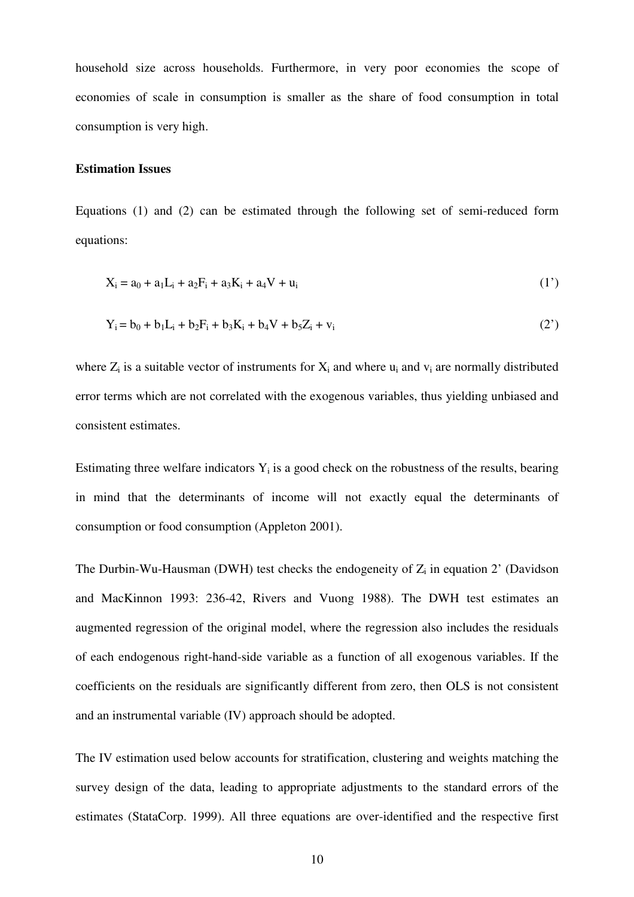household size across households. Furthermore, in very poor economies the scope of economies of scale in consumption is smaller as the share of food consumption in total consumption is very high.

**Estimation Issues**

Equations (1) and (2) can be estimated through the following set of semi-reduced form equations:

$$X_i = a_0 + a_1L_i + a_2F_i + a_3K_i + a_4V + u_i \tag{1'}$$

$$Y_i = b_0 + b_1L_i + b_2F_i + b_3K_i + b_4V + b_5Z_i + v_i \tag{2'}$$

where $Z_i$ is a suitable vector of instruments for $X_i$ and where $u_i$ and $v_i$ are normally distributed error terms which are not correlated with the exogenous variables, thus yielding unbiased and consistent estimates.

Estimating three welfare indicators $Y_i$ is a good check on the robustness of the results, bearing in mind that the determinants of income will not exactly equal the determinants of consumption or food consumption (Appleton 2001).

The Durbin-Wu-Hausman (DWH) test checks the endogeneity of $Z_i$ in equation 2' (Davidson and MacKinnon 1993: 236-42, Rivers and Vuong 1988). The DWH test estimates an augmented regression of the original model, where the regression also includes the residuals of each endogenous right-hand-side variable as a function of all exogenous variables. If the coefficients on the residuals are significantly different from zero, then OLS is not consistent and an instrumental variable (IV) approach should be adopted.

The IV estimation used below accounts for stratification, clustering and weights matching the survey design of the data, leading to appropriate adjustments to the standard errors of the estimates (StataCorp. 1999). All three equations are over-identified and the respective first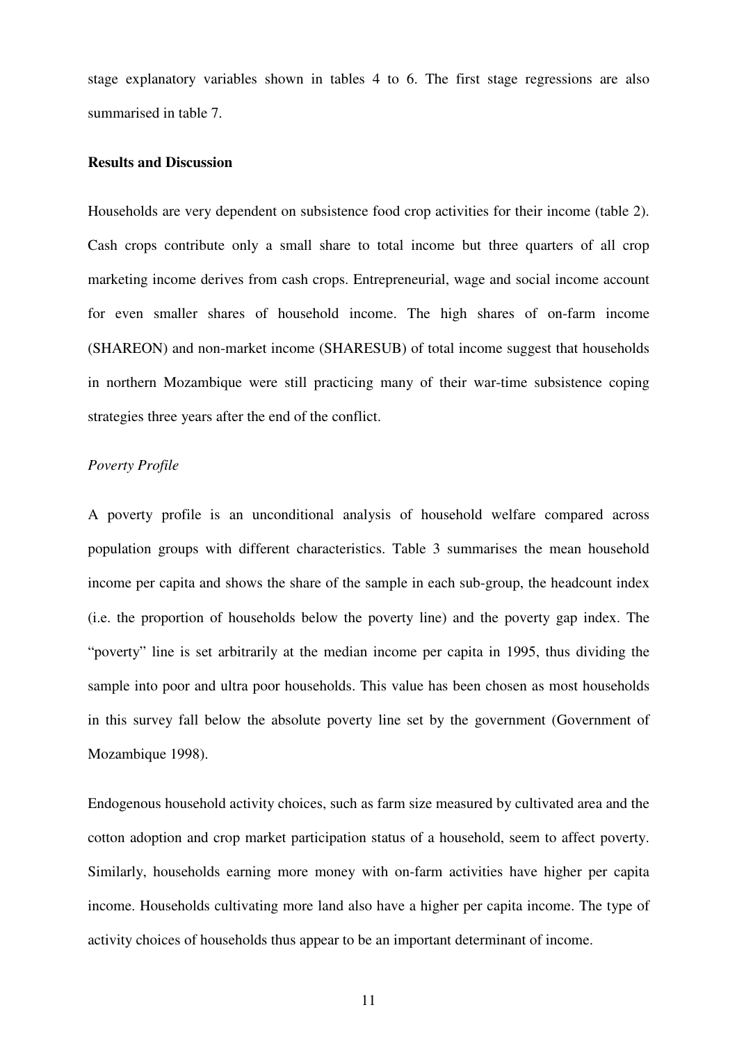stage explanatory variables shown in tables 4 to 6. The first stage regressions are also summarised in table 7.

**Results and Discussion**

Households are very dependent on subsistence food crop activities for their income (table 2). Cash crops contribute only a small share to total income but three quarters of all crop marketing income derives from cash crops. Entrepreneurial, wage and social income account for even smaller shares of household income. The high shares of on-farm income (SHAREON) and non-market income (SHARESUB) of total income suggest that households in northern Mozambique were still practicing many of their war-time subsistence coping strategies three years after the end of the conflict.

*Poverty Profile*

A poverty profile is an unconditional analysis of household welfare compared across population groups with different characteristics. Table 3 summarises the mean household income per capita and shows the share of the sample in each sub-group, the headcount index (i.e. the proportion of households below the poverty line) and the poverty gap index. The "poverty" line is set arbitrarily at the median income per capita in 1995, thus dividing the sample into poor and ultra poor households. This value has been chosen as most households in this survey fall below the absolute poverty line set by the government (Government of Mozambique 1998).

Endogenous household activity choices, such as farm size measured by cultivated area and the cotton adoption and crop market participation status of a household, seem to affect poverty. Similarly, households earning more money with on-farm activities have higher per capita income. Households cultivating more land also have a higher per capita income. The type of activity choices of households thus appear to be an important determinant of income.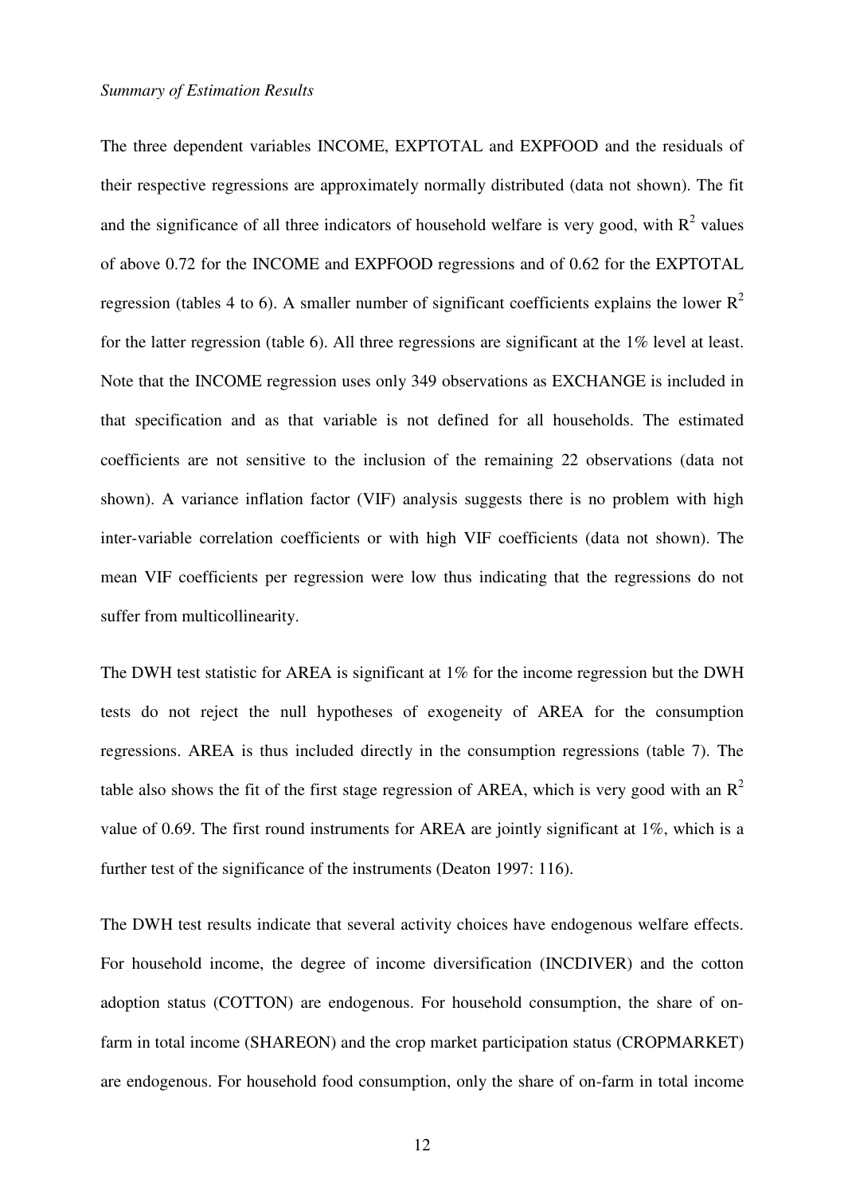*Summary of Estimation Results*

The three dependent variables INCOME, EXPTOTAL and EXPFOOD and the residuals of their respective regressions are approximately normally distributed (data not shown). The fit and the significance of all three indicators of household welfare is very good, with $R^2$ values of above 0.72 for the INCOME and EXPFOOD regressions and of 0.62 for the EXPTOTAL regression (tables 4 to 6). A smaller number of significant coefficients explains the lower $R^2$ for the latter regression (table 6). All three regressions are significant at the 1% level at least. Note that the INCOME regression uses only 349 observations as EXCHANGE is included in that specification and as that variable is not defined for all households. The estimated coefficients are not sensitive to the inclusion of the remaining 22 observations (data not shown). A variance inflation factor (VIF) analysis suggests there is no problem with high inter-variable correlation coefficients or with high VIF coefficients (data not shown). The mean VIF coefficients per regression were low thus indicating that the regressions do not suffer from multicollinearity.

The DWH test statistic for AREA is significant at 1% for the income regression but the DWH tests do not reject the null hypotheses of exogeneity of AREA for the consumption regressions. AREA is thus included directly in the consumption regressions (table 7). The table also shows the fit of the first stage regression of AREA, which is very good with an $R^2$ value of 0.69. The first round instruments for AREA are jointly significant at 1%, which is a further test of the significance of the instruments (Deaton 1997: 116).

The DWH test results indicate that several activity choices have endogenous welfare effects. For household income, the degree of income diversification (INCDIVER) and the cotton adoption status (COTTON) are endogenous. For household consumption, the share of on-farm in total income (SHAREON) and the crop market participation status (CROPMARKET) are endogenous. For household food consumption, only the share of on-farm in total income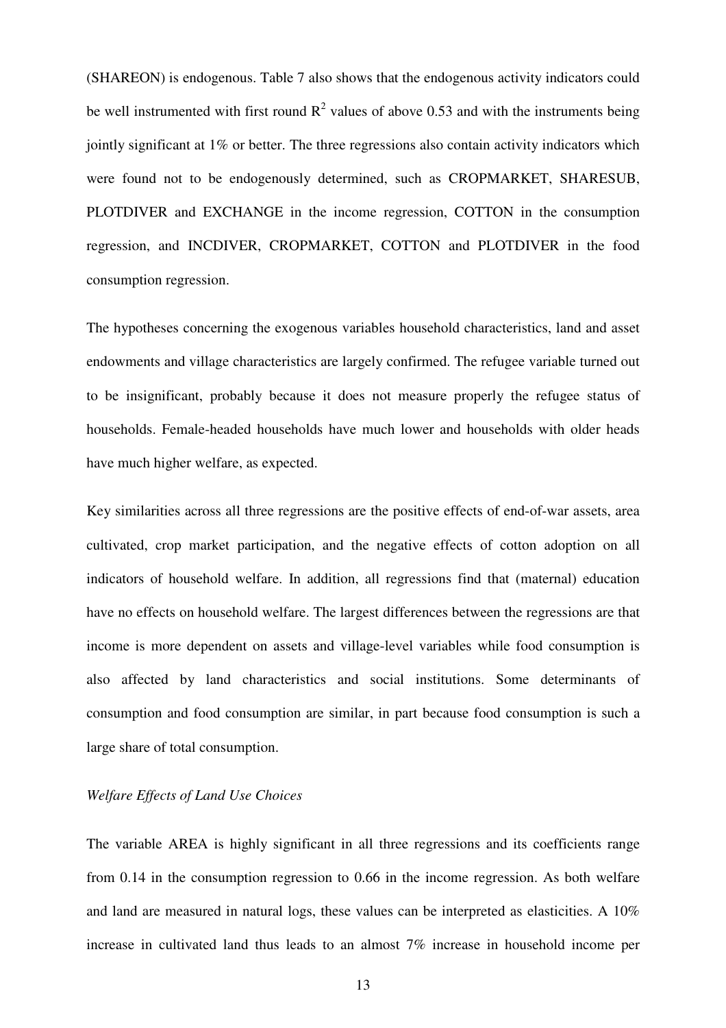(SHAREON) is endogenous. Table 7 also shows that the endogenous activity indicators could be well instrumented with first round $R^2$ values of above 0.53 and with the instruments being jointly significant at 1% or better. The three regressions also contain activity indicators which were found not to be endogenously determined, such as CROPMARKET, SHARESUB, PLOTDIVER and EXCHANGE in the income regression, COTTON in the consumption regression, and INCDIVER, CROPMARKET, COTTON and PLOTDIVER in the food consumption regression.

The hypotheses concerning the exogenous variables household characteristics, land and asset endowments and village characteristics are largely confirmed. The refugee variable turned out to be insignificant, probably because it does not measure properly the refugee status of households. Female-headed households have much lower and households with older heads have much higher welfare, as expected.

Key similarities across all three regressions are the positive effects of end-of-war assets, area cultivated, crop market participation, and the negative effects of cotton adoption on all indicators of household welfare. In addition, all regressions find that (maternal) education have no effects on household welfare. The largest differences between the regressions are that income is more dependent on assets and village-level variables while food consumption is also affected by land characteristics and social institutions. Some determinants of consumption and food consumption are similar, in part because food consumption is such a large share of total consumption.

*Welfare Effects of Land Use Choices*

The variable AREA is highly significant in all three regressions and its coefficients range from 0.14 in the consumption regression to 0.66 in the income regression. As both welfare and land are measured in natural logs, these values can be interpreted as elasticities. A 10% increase in cultivated land thus leads to an almost 7% increase in household income per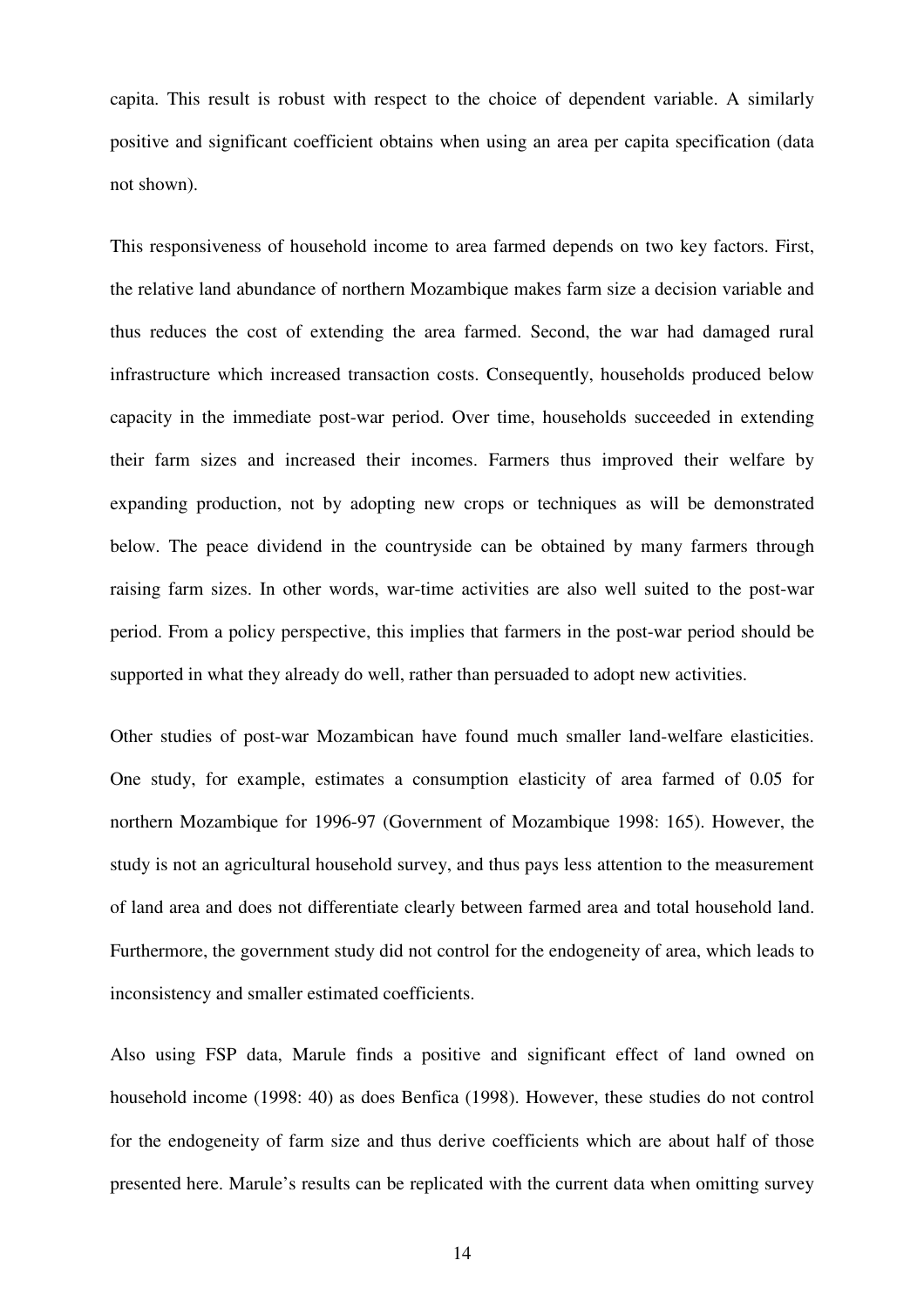capita. This result is robust with respect to the choice of dependent variable. A similarly positive and significant coefficient obtains when using an area per capita specification (data not shown).

This responsiveness of household income to area farmed depends on two key factors. First, the relative land abundance of northern Mozambique makes farm size a decision variable and thus reduces the cost of extending the area farmed. Second, the war had damaged rural infrastructure which increased transaction costs. Consequently, households produced below capacity in the immediate post-war period. Over time, households succeeded in extending their farm sizes and increased their incomes. Farmers thus improved their welfare by expanding production, not by adopting new crops or techniques as will be demonstrated below. The peace dividend in the countryside can be obtained by many farmers through raising farm sizes. In other words, war-time activities are also well suited to the post-war period. From a policy perspective, this implies that farmers in the post-war period should be supported in what they already do well, rather than persuaded to adopt new activities.

Other studies of post-war Mozambican have found much smaller land-welfare elasticities. One study, for example, estimates a consumption elasticity of area farmed of 0.05 for northern Mozambique for 1996-97 (Government of Mozambique 1998: 165). However, the study is not an agricultural household survey, and thus pays less attention to the measurement of land area and does not differentiate clearly between farmed area and total household land. Furthermore, the government study did not control for the endogeneity of area, which leads to inconsistency and smaller estimated coefficients.

Also using FSP data, Marule finds a positive and significant effect of land owned on household income (1998: 40) as does Benfica (1998). However, these studies do not control for the endogeneity of farm size and thus derive coefficients which are about half of those presented here. Marule's results can be replicated with the current data when omitting survey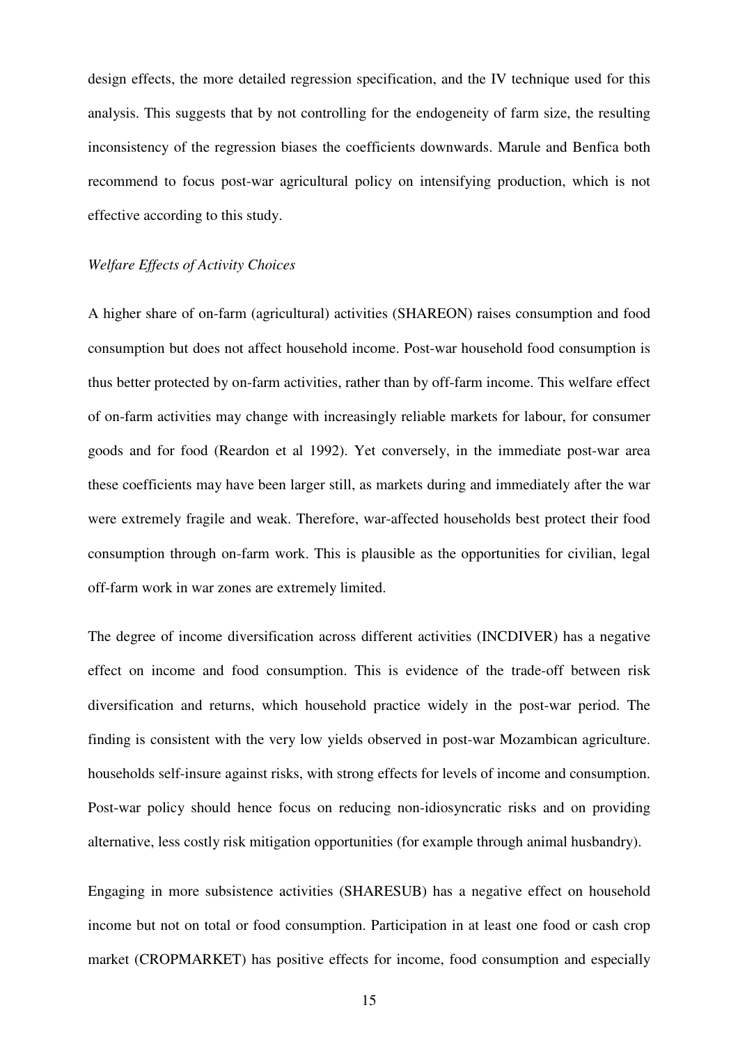design effects, the more detailed regression specification, and the IV technique used for this analysis. This suggests that by not controlling for the endogeneity of farm size, the resulting inconsistency of the regression biases the coefficients downwards. Marule and Benfica both recommend to focus post-war agricultural policy on intensifying production, which is not effective according to this study.

*Welfare Effects of Activity Choices*

A higher share of on-farm (agricultural) activities (SHAREON) raises consumption and food consumption but does not affect household income. Post-war household food consumption is thus better protected by on-farm activities, rather than by off-farm income. This welfare effect of on-farm activities may change with increasingly reliable markets for labour, for consumer goods and for food (Reardon et al 1992). Yet conversely, in the immediate post-war area these coefficients may have been larger still, as markets during and immediately after the war were extremely fragile and weak. Therefore, war-affected households best protect their food consumption through on-farm work. This is plausible as the opportunities for civilian, legal off-farm work in war zones are extremely limited.

The degree of income diversification across different activities (INCDIVER) has a negative effect on income and food consumption. This is evidence of the trade-off between risk diversification and returns, which household practice widely in the post-war period. The finding is consistent with the very low yields observed in post-war Mozambican agriculture. households self-insure against risks, with strong effects for levels of income and consumption. Post-war policy should hence focus on reducing non-idiosyncratic risks and on providing alternative, less costly risk mitigation opportunities (for example through animal husbandry).

Engaging in more subsistence activities (SHARESUB) has a negative effect on household income but not on total or food consumption. Participation in at least one food or cash crop market (CROPMARKET) has positive effects for income, food consumption and especially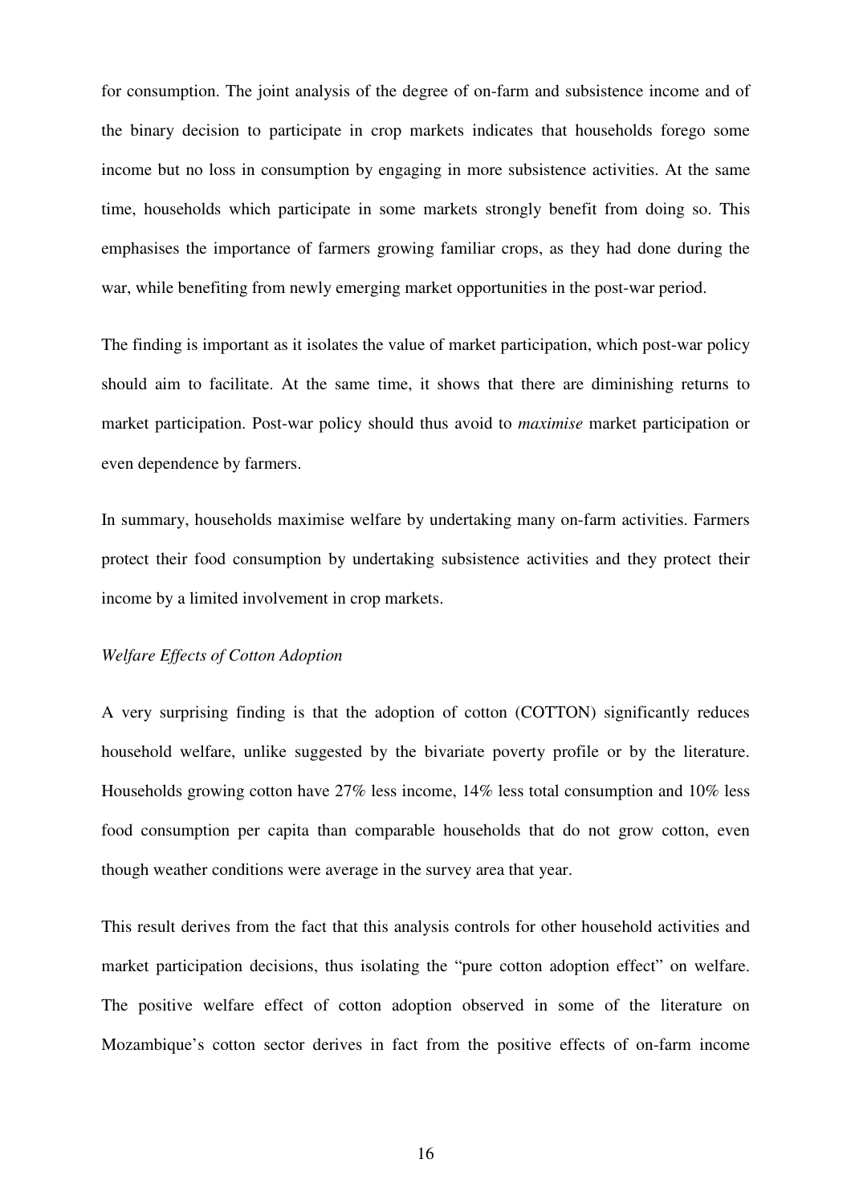for consumption. The joint analysis of the degree of on-farm and subsistence income and of the binary decision to participate in crop markets indicates that households forego some income but no loss in consumption by engaging in more subsistence activities. At the same time, households which participate in some markets strongly benefit from doing so. This emphasises the importance of farmers growing familiar crops, as they had done during the war, while benefiting from newly emerging market opportunities in the post-war period.

The finding is important as it isolates the value of market participation, which post-war policy should aim to facilitate. At the same time, it shows that there are diminishing returns to market participation. Post-war policy should thus avoid to *maximise* market participation or even dependence by farmers.

In summary, households maximise welfare by undertaking many on-farm activities. Farmers protect their food consumption by undertaking subsistence activities and they protect their income by a limited involvement in crop markets.

*Welfare Effects of Cotton Adoption*

A very surprising finding is that the adoption of cotton (COTTON) significantly reduces household welfare, unlike suggested by the bivariate poverty profile or by the literature. Households growing cotton have 27% less income, 14% less total consumption and 10% less food consumption per capita than comparable households that do not grow cotton, even though weather conditions were average in the survey area that year.

This result derives from the fact that this analysis controls for other household activities and market participation decisions, thus isolating the "pure cotton adoption effect" on welfare. The positive welfare effect of cotton adoption observed in some of the literature on Mozambique's cotton sector derives in fact from the positive effects of on-farm income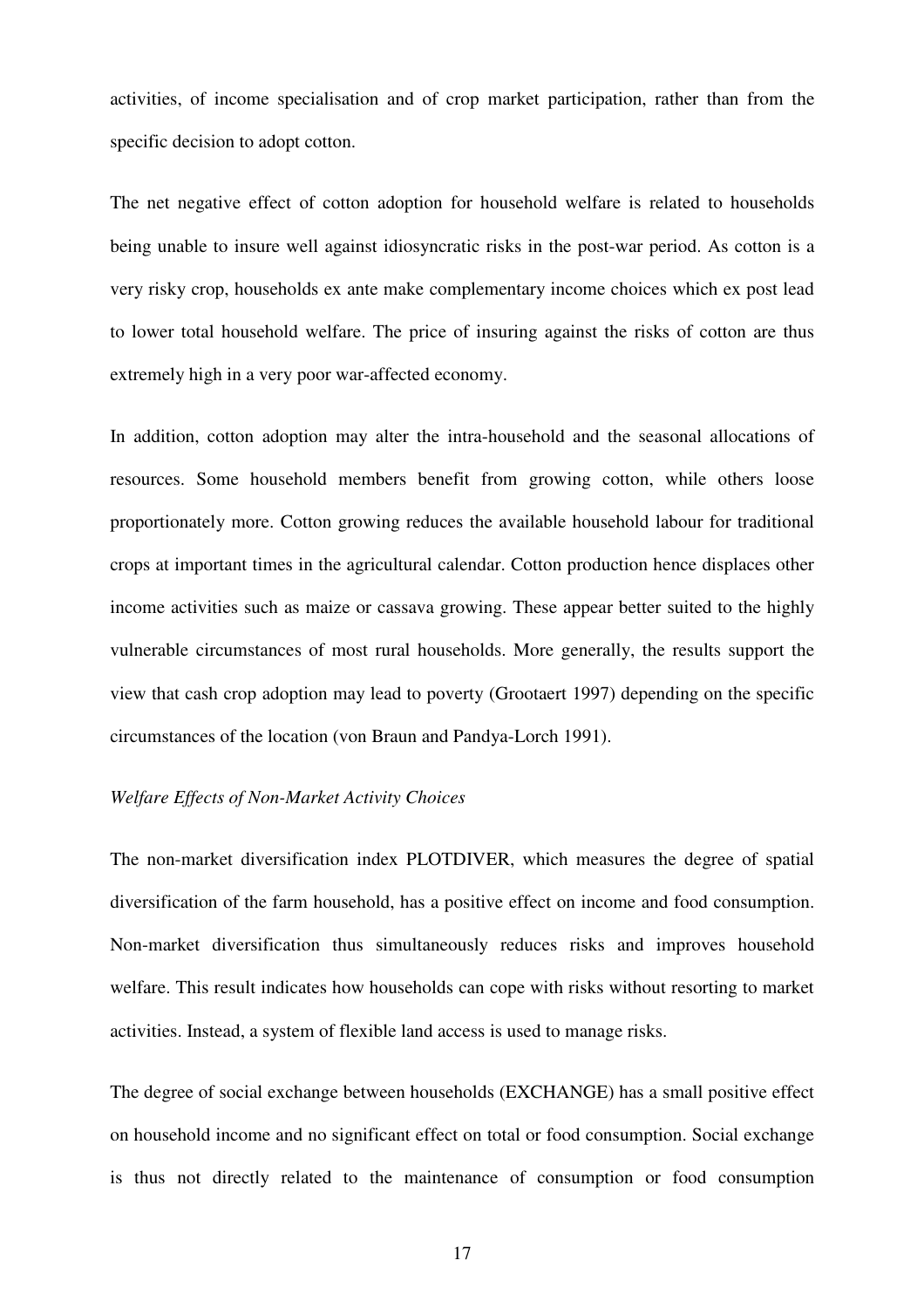activities, of income specialisation and of crop market participation, rather than from the specific decision to adopt cotton.

The net negative effect of cotton adoption for household welfare is related to households being unable to insure well against idiosyncratic risks in the post-war period. As cotton is a very risky crop, households ex ante make complementary income choices which ex post lead to lower total household welfare. The price of insuring against the risks of cotton are thus extremely high in a very poor war-affected economy.

In addition, cotton adoption may alter the intra-household and the seasonal allocations of resources. Some household members benefit from growing cotton, while others loose proportionately more. Cotton growing reduces the available household labour for traditional crops at important times in the agricultural calendar. Cotton production hence displaces other income activities such as maize or cassava growing. These appear better suited to the highly vulnerable circumstances of most rural households. More generally, the results support the view that cash crop adoption may lead to poverty (Grootaert 1997) depending on the specific circumstances of the location (von Braun and Pandya-Lorch 1991).

*Welfare Effects of Non-Market Activity Choices*

The non-market diversification index PLOTDIVER, which measures the degree of spatial diversification of the farm household, has a positive effect on income and food consumption. Non-market diversification thus simultaneously reduces risks and improves household welfare. This result indicates how households can cope with risks without resorting to market activities. Instead, a system of flexible land access is used to manage risks.

The degree of social exchange between households (EXCHANGE) has a small positive effect on household income and no significant effect on total or food consumption. Social exchange is thus not directly related to the maintenance of consumption or food consumption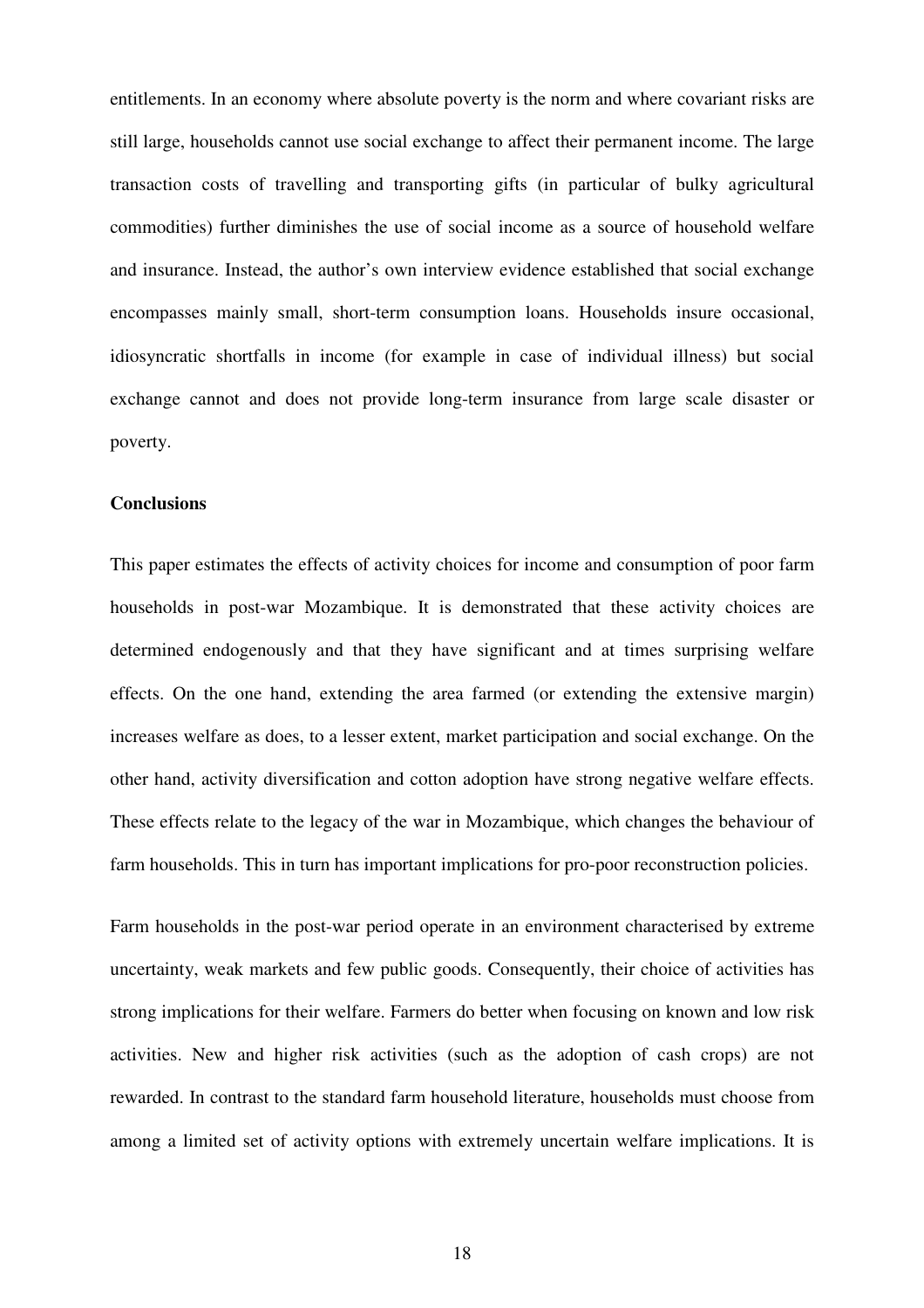entitlements. In an economy where absolute poverty is the norm and where covariant risks are still large, households cannot use social exchange to affect their permanent income. The large transaction costs of travelling and transporting gifts (in particular of bulky agricultural commodities) further diminishes the use of social income as a source of household welfare and insurance. Instead, the author's own interview evidence established that social exchange encompasses mainly small, short-term consumption loans. Households insure occasional, idiosyncratic shortfalls in income (for example in case of individual illness) but social exchange cannot and does not provide long-term insurance from large scale disaster or poverty.

**Conclusions**

This paper estimates the effects of activity choices for income and consumption of poor farm households in post-war Mozambique. It is demonstrated that these activity choices are determined endogenously and that they have significant and at times surprising welfare effects. On the one hand, extending the area farmed (or extending the extensive margin) increases welfare as does, to a lesser extent, market participation and social exchange. On the other hand, activity diversification and cotton adoption have strong negative welfare effects. These effects relate to the legacy of the war in Mozambique, which changes the behaviour of farm households. This in turn has important implications for pro-poor reconstruction policies.

Farm households in the post-war period operate in an environment characterised by extreme uncertainty, weak markets and few public goods. Consequently, their choice of activities has strong implications for their welfare. Farmers do better when focusing on known and low risk activities. New and higher risk activities (such as the adoption of cash crops) are not rewarded. In contrast to the standard farm household literature, households must choose from among a limited set of activity options with extremely uncertain welfare implications. It is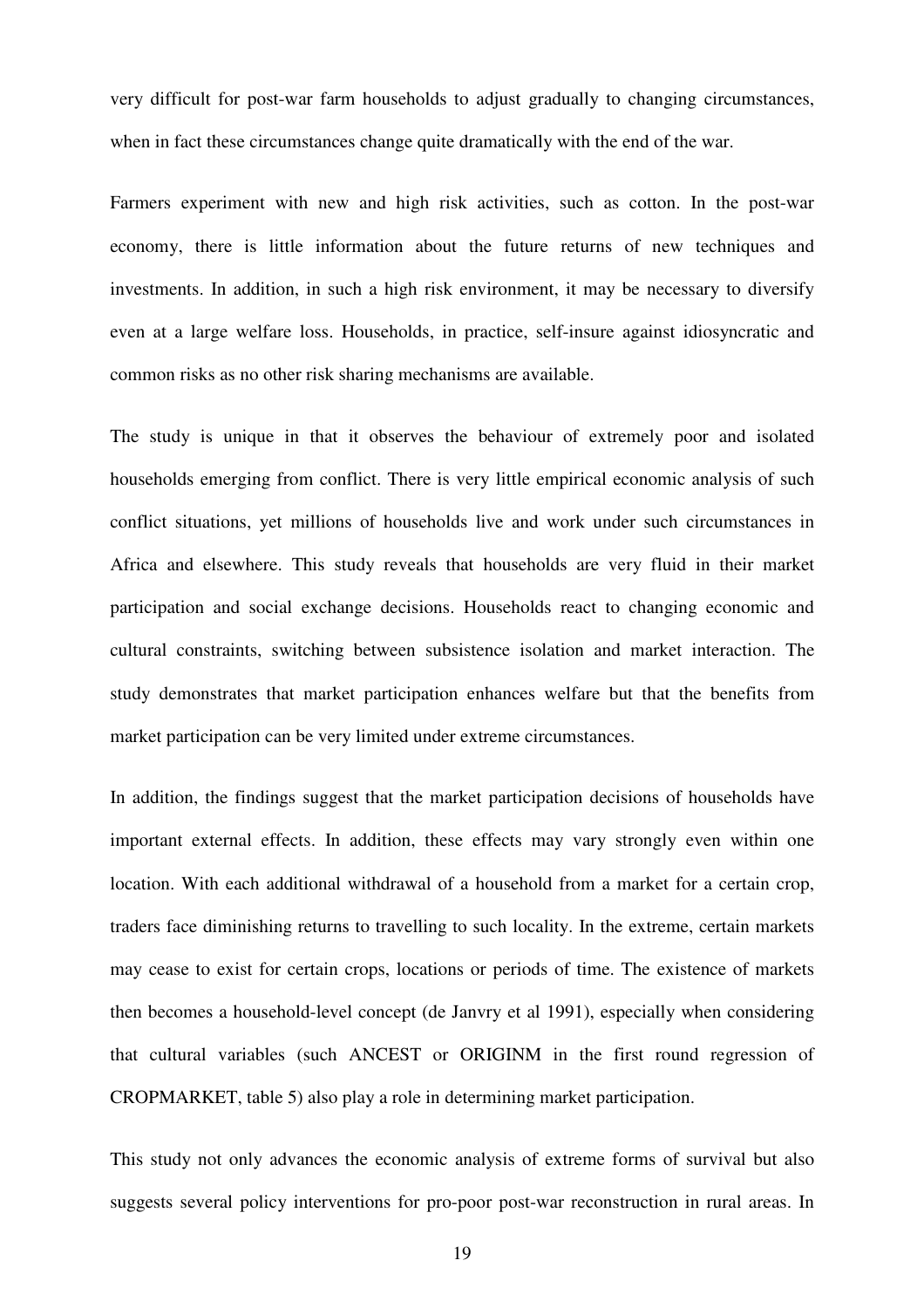very difficult for post-war farm households to adjust gradually to changing circumstances, when in fact these circumstances change quite dramatically with the end of the war.

Farmers experiment with new and high risk activities, such as cotton. In the post-war economy, there is little information about the future returns of new techniques and investments. In addition, in such a high risk environment, it may be necessary to diversify even at a large welfare loss. Households, in practice, self-insure against idiosyncratic and common risks as no other risk sharing mechanisms are available.

The study is unique in that it observes the behaviour of extremely poor and isolated households emerging from conflict. There is very little empirical economic analysis of such conflict situations, yet millions of households live and work under such circumstances in Africa and elsewhere. This study reveals that households are very fluid in their market participation and social exchange decisions. Households react to changing economic and cultural constraints, switching between subsistence isolation and market interaction. The study demonstrates that market participation enhances welfare but that the benefits from market participation can be very limited under extreme circumstances.

In addition, the findings suggest that the market participation decisions of households have important external effects. In addition, these effects may vary strongly even within one location. With each additional withdrawal of a household from a market for a certain crop, traders face diminishing returns to travelling to such locality. In the extreme, certain markets may cease to exist for certain crops, locations or periods of time. The existence of markets then becomes a household-level concept (de Janvry et al 1991), especially when considering that cultural variables (such ANCEST or ORIGINM in the first round regression of CROPMARKET, table 5) also play a role in determining market participation.

This study not only advances the economic analysis of extreme forms of survival but also suggests several policy interventions for pro-poor post-war reconstruction in rural areas. In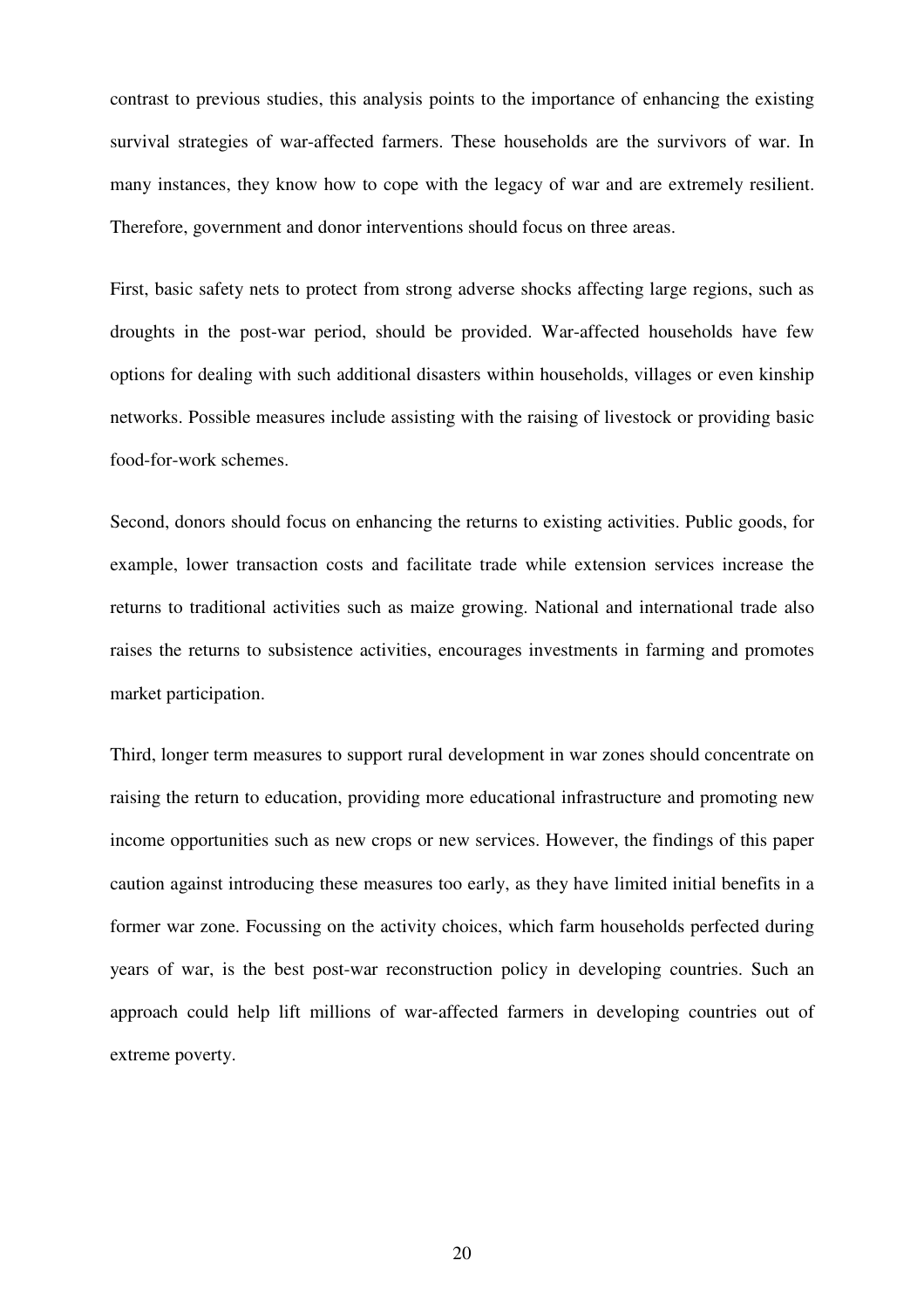contrast to previous studies, this analysis points to the importance of enhancing the existing survival strategies of war-affected farmers. These households are the survivors of war. In many instances, they know how to cope with the legacy of war and are extremely resilient. Therefore, government and donor interventions should focus on three areas.

First, basic safety nets to protect from strong adverse shocks affecting large regions, such as droughts in the post-war period, should be provided. War-affected households have few options for dealing with such additional disasters within households, villages or even kinship networks. Possible measures include assisting with the raising of livestock or providing basic food-for-work schemes.

Second, donors should focus on enhancing the returns to existing activities. Public goods, for example, lower transaction costs and facilitate trade while extension services increase the returns to traditional activities such as maize growing. National and international trade also raises the returns to subsistence activities, encourages investments in farming and promotes market participation.

Third, longer term measures to support rural development in war zones should concentrate on raising the return to education, providing more educational infrastructure and promoting new income opportunities such as new crops or new services. However, the findings of this paper caution against introducing these measures too early, as they have limited initial benefits in a former war zone. Focussing on the activity choices, which farm households perfected during years of war, is the best post-war reconstruction policy in developing countries. Such an approach could help lift millions of war-affected farmers in developing countries out of extreme poverty.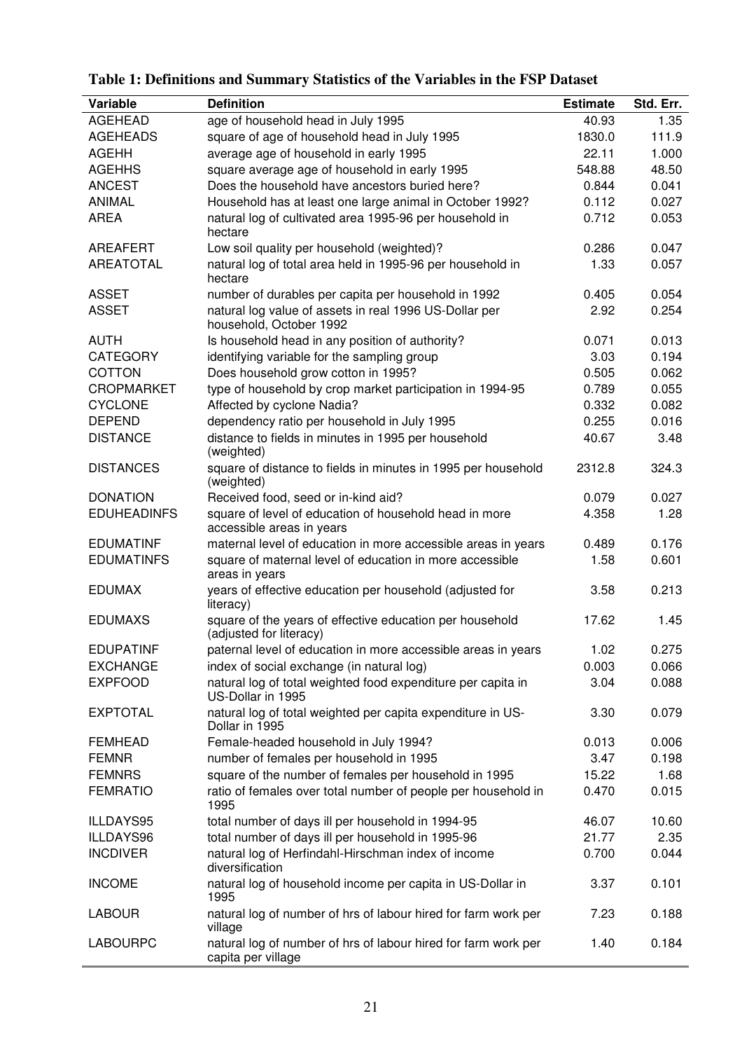**Table 1: Definitions and Summary Statistics of the Variables in the FSP Dataset**

| Variable | Definition | Estimate | Std. Err. |
|---|---|---|---|
| AGEHEAD | age of household head in July 1995 | 40.93 | 1.35 |
| AGEHEADS | square of age of household head in July 1995 | 1830.0 | 111.9 |
| AGEHH | average age of household in early 1995 | 22.11 | 1.000 |
| AGEHHS | square average age of household in early 1995 | 548.88 | 48.50 |
| ANCEST | Does the household have ancestors buried here? | 0.844 | 0.041 |
| ANIMAL | Household has at least one large animal in October 1992? | 0.112 | 0.027 |
| AREA | natural log of cultivated area 1995-96 per household in hectare | 0.712 | 0.053 |
| AREAFERT | Low soil quality per household (weighted)? | 0.286 | 0.047 |
| AREATOTAL | natural log of total area held in 1995-96 per household in hectare | 1.33 | 0.057 |
| ASSET | number of durables per capita per household in 1992 | 0.405 | 0.054 |
| ASSET | natural log value of assets in real 1996 US-Dollar per household, October 1992 | 2.92 | 0.254 |
| AUTH | Is household head in any position of authority? | 0.071 | 0.013 |
| CATEGORY | identifying variable for the sampling group | 3.03 | 0.194 |
| COTTON | Does household grow cotton in 1995? | 0.505 | 0.062 |
| CROPMARKET | type of household by crop market participation in 1994-95 | 0.789 | 0.055 |
| CYCLONE | Affected by cyclone Nadia? | 0.332 | 0.082 |
| DEPEND | dependency ratio per household in July 1995 | 0.255 | 0.016 |
| DISTANCE | distance to fields in minutes in 1995 per household (weighted) | 40.67 | 3.48 |
| DISTANCES | square of distance to fields in minutes in 1995 per household (weighted) | 2312.8 | 324.3 |
| DONATION | Received food, seed or in-kind aid? | 0.079 | 0.027 |
| EDUHEADINFS | square of level of education of household head in more accessible areas in years | 4.358 | 1.28 |
| EDUMATINF | maternal level of education in more accessible areas in years | 0.489 | 0.176 |
| EDUMATINFS | square of maternal level of education in more accessible areas in years | 1.58 | 0.601 |
| EDUMAX | years of effective education per household (adjusted for literacy) | 3.58 | 0.213 |
| EDUMAXS | square of the years of effective education per household (adjusted for literacy) | 17.62 | 1.45 |
| EDUPATINF | paternal level of education in more accessible areas in years | 1.02 | 0.275 |
| EXCHANGE | index of social exchange (in natural log) | 0.003 | 0.066 |
| EXPFOOD | natural log of total weighted food expenditure per capita in US-Dollar in 1995 | 3.04 | 0.088 |
| EXPTOTAL | natural log of total weighted per capita expenditure in US-Dollar in 1995 | 3.30 | 0.079 |
| FEMHEAD | Female-headed household in July 1994? | 0.013 | 0.006 |
| FEMNR | number of females per household in 1995 | 3.47 | 0.198 |
| FEMNRS | square of the number of females per household in 1995 | 15.22 | 1.68 |
| FEMRATIO | ratio of females over total number of people per household in 1995 | 0.470 | 0.015 |
| ILLDAYS95 | total number of days ill per household in 1994-95 | 46.07 | 10.60 |
| ILLDAYS96 | total number of days ill per household in 1995-96 | 21.77 | 2.35 |
| INCDIVER | natural log of Herfindahl-Hirschman index of income diversification | 0.700 | 0.044 |
| INCOME | natural log of household income per capita in US-Dollar in 1995 | 3.37 | 0.101 |
| LABOUR | natural log of number of hrs of labour hired for farm work per village | 7.23 | 0.188 |
| LABOURPC | natural log of number of hrs of labour hired for farm work per capita per village | 1.40 | 0.184 |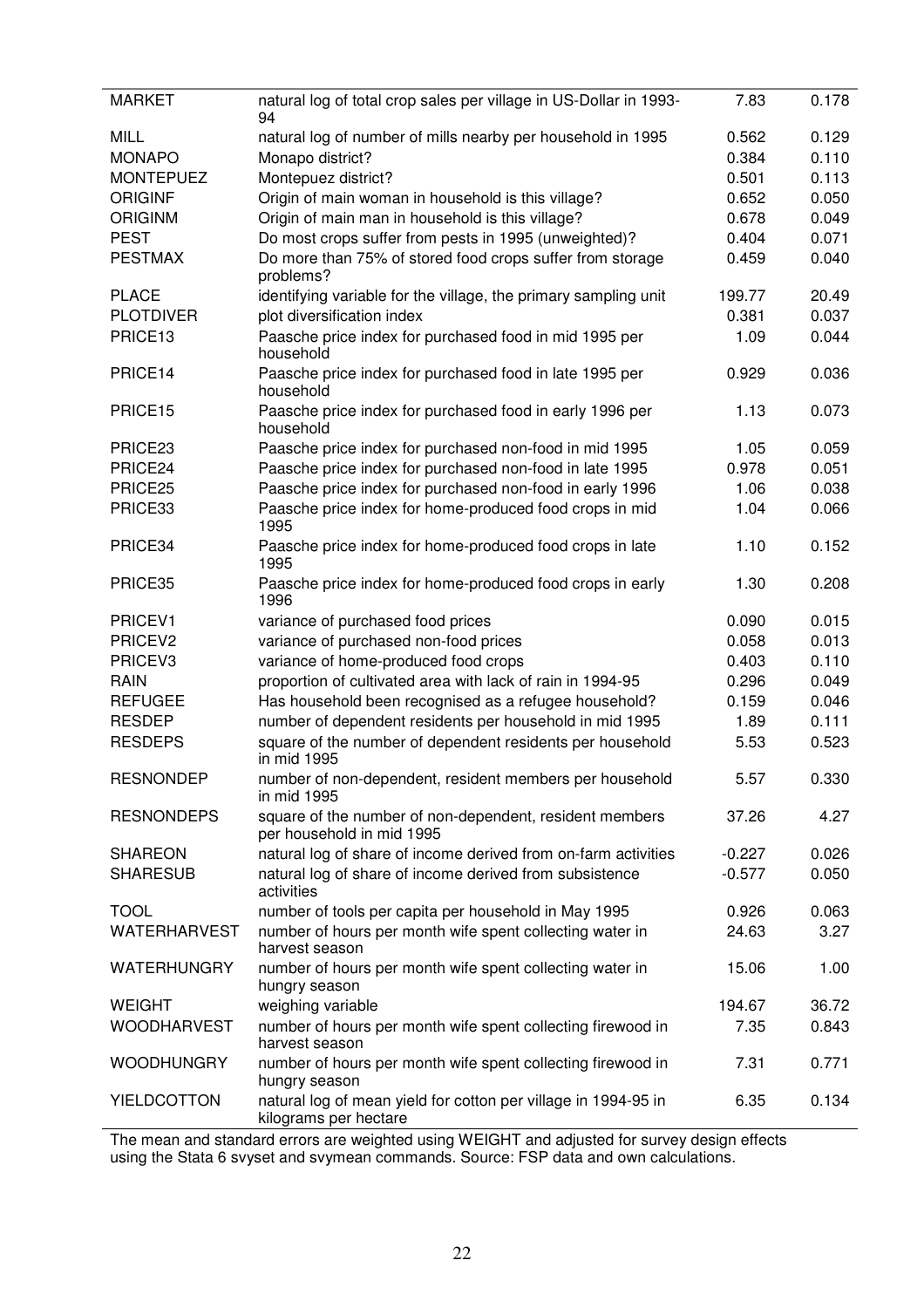| | | | |
|---|---|---|---|
| MARKET | natural log of total crop sales per village in US-Dollar in 1993-94 | 7.83 | 0.178 |
| MILL | natural log of number of mills nearby per household in 1995 | 0.562 | 0.129 |
| MONAPO | Monapo district? | 0.384 | 0.110 |
| MONTEPUEZ | Montepuez district? | 0.501 | 0.113 |
| ORIGINF | Origin of main woman in household is this village? | 0.652 | 0.050 |
| ORIGINM | Origin of main man in household is this village? | 0.678 | 0.049 |
| PEST | Do most crops suffer from pests in 1995 (unweighted)? | 0.404 | 0.071 |
| PESTMAX | Do more than 75% of stored food crops suffer from storage problems? | 0.459 | 0.040 |
| PLACE | identifying variable for the village, the primary sampling unit | 199.77 | 20.49 |
| PLOTDIVER | plot diversification index | 0.381 | 0.037 |
| PRICE13 | Paasche price index for purchased food in mid 1995 per household | 1.09 | 0.044 |
| PRICE14 | Paasche price index for purchased food in late 1995 per household | 0.929 | 0.036 |
| PRICE15 | Paasche price index for purchased food in early 1996 per household | 1.13 | 0.073 |
| PRICE23 | Paasche price index for purchased non-food in mid 1995 | 1.05 | 0.059 |
| PRICE24 | Paasche price index for purchased non-food in late 1995 | 0.978 | 0.051 |
| PRICE25 | Paasche price index for purchased non-food in early 1996 | 1.06 | 0.038 |
| PRICE33 | Paasche price index for home-produced food crops in mid 1995 | 1.04 | 0.066 |
| PRICE34 | Paasche price index for home-produced food crops in late 1995 | 1.10 | 0.152 |
| PRICE35 | Paasche price index for home-produced food crops in early 1996 | 1.30 | 0.208 |
| PRICEV1 | variance of purchased food prices | 0.090 | 0.015 |
| PRICEV2 | variance of purchased non-food prices | 0.058 | 0.013 |
| PRICEV3 | variance of home-produced food crops | 0.403 | 0.110 |
| RAIN | proportion of cultivated area with lack of rain in 1994-95 | 0.296 | 0.049 |
| REFUGEE | Has household been recognised as a refugee household? | 0.159 | 0.046 |
| RESDEP | number of dependent residents per household in mid 1995 | 1.89 | 0.111 |
| RESDEPS | square of the number of dependent residents per household in mid 1995 | 5.53 | 0.523 |
| RESNONDEP | number of non-dependent, resident members per household in mid 1995 | 5.57 | 0.330 |
| RESNONDEPS | square of the number of non-dependent, resident members per household in mid 1995 | 37.26 | 4.27 |
| SHAREON | natural log of share of income derived from on-farm activities | -0.227 | 0.026 |
| SHARESUB | natural log of share of income derived from subsistence activities | -0.577 | 0.050 |
| TOOL | number of tools per capita per household in May 1995 | 0.926 | 0.063 |
| WATERHARVEST | number of hours per month wife spent collecting water in harvest season | 24.63 | 3.27 |
| WATERHUNGRY | number of hours per month wife spent collecting water in hungry season | 15.06 | 1.00 |
| WEIGHT | weighing variable | 194.67 | 36.72 |
| WOODHARVEST | number of hours per month wife spent collecting firewood in harvest season | 7.35 | 0.843 |
| WOODHUNGRY | number of hours per month wife spent collecting firewood in hungry season | 7.31 | 0.771 |
| YIELDCOTTON | natural log of mean yield for cotton per village in 1994-95 in kilograms per hectare | 6.35 | 0.134 |

The mean and standard errors are weighted using WEIGHT and adjusted for survey design effects using the Stata 6 svyset and svymean commands. Source: FSP data and own calculations.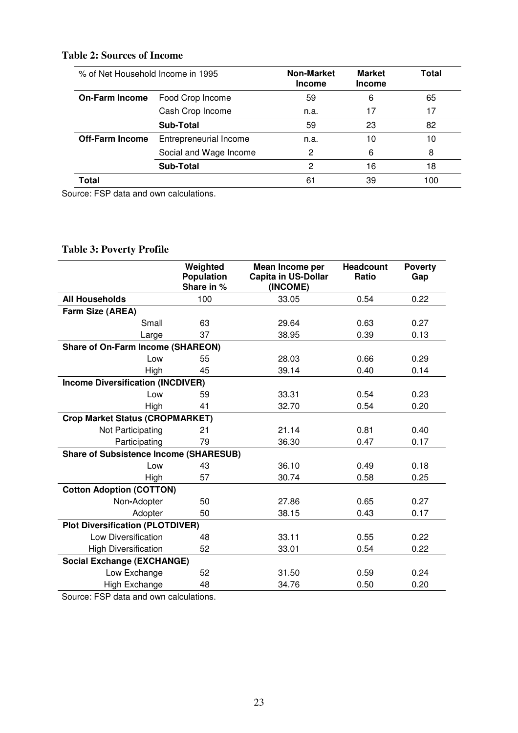**Table 2: Sources of Income**

| % of Net Household Income in 1995 | | Non-Market Income | Market Income | Total |
|---|---|---|---|---|
| **On-Farm Income** | Food Crop Income | 59 | 6 | 65 |
| | Cash Crop Income | n.a. | 17 | 17 |
| | **Sub-Total** | 59 | 23 | 82 |
| **Off-Farm Income** | Entrepreneurial Income | n.a. | 10 | 10 |
| | Social and Wage Income | 2 | 6 | 8 |
| | **Sub-Total** | 2 | 16 | 18 |
| **Total** | | 61 | 39 | 100 |

Source: FSP data and own calculations.

**Table 3: Poverty Profile**

| | Weighted Population Share in % | Mean Income per Capita in US-Dollar (INCOME) | Headcount Ratio | Poverty Gap |
|---|---|---|---|---|
| **All Households** | 100 | 33.05 | 0.54 | 0.22 |
| **Farm Size (AREA)** | | | | |
| Small | 63 | 29.64 | 0.63 | 0.27 |
| Large | 37 | 38.95 | 0.39 | 0.13 |
| **Share of On-Farm Income (SHAREON)** | | | | |
| Low | 55 | 28.03 | 0.66 | 0.29 |
| High | 45 | 39.14 | 0.40 | 0.14 |
| **Income Diversification (INCDIVER)** | | | | |
| Low | 59 | 33.31 | 0.54 | 0.23 |
| High | 41 | 32.70 | 0.54 | 0.20 |
| **Crop Market Status (CROPMARKET)** | | | | |
| Not Participating | 21 | 21.14 | 0.81 | 0.40 |
| Participating | 79 | 36.30 | 0.47 | 0.17 |
| **Share of Subsistence Income (SHARESUB)** | | | | |
| Low | 43 | 36.10 | 0.49 | 0.18 |
| High | 57 | 30.74 | 0.58 | 0.25 |
| **Cotton Adoption (COTTON)** | | | | |
| Non-Adopter | 50 | 27.86 | 0.65 | 0.27 |
| Adopter | 50 | 38.15 | 0.43 | 0.17 |
| **Plot Diversification (PLOTDIVER)** | | | | |
| Low Diversification | 48 | 33.11 | 0.55 | 0.22 |
| High Diversification | 52 | 33.01 | 0.54 | 0.22 |
| **Social Exchange (EXCHANGE)** | | | | |
| Low Exchange | 52 | 31.50 | 0.59 | 0.24 |
| High Exchange | 48 | 34.76 | 0.50 | 0.20 |

Source: FSP data and own calculations.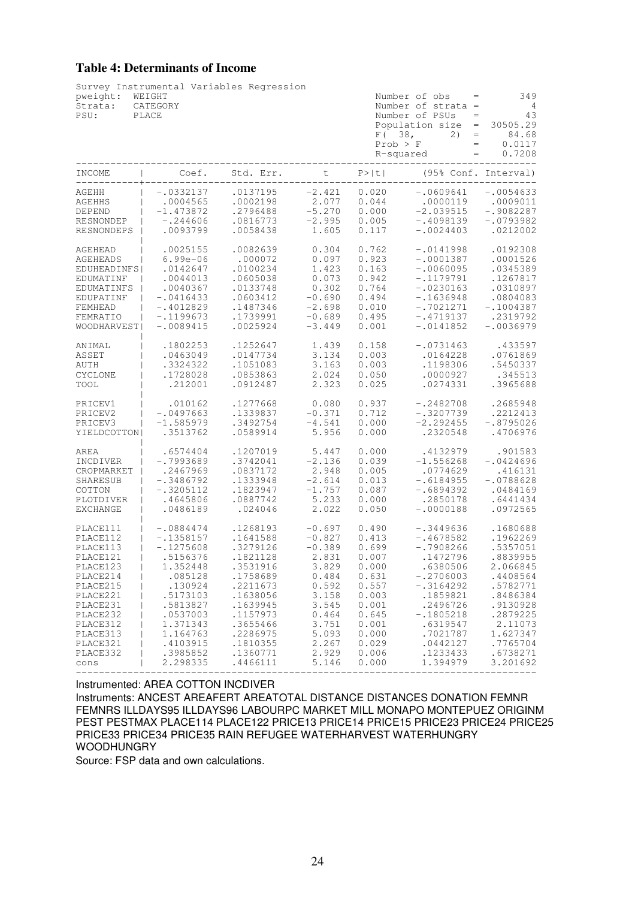### Table 4: Determinants of Income

Survey Instrumental Variables Regression

pweight: WEIGHT
Strata: CATEGORY
PSU: PLACE

Number of obs = 349
Number of strata = 4
Number of PSUs = 43
Population size = 30505.29
F( 38, 2) = 84.68
Prob > F = 0.0117
R-squared = 0.7208

| INCOME | Coef. | Std. Err. | t | P>\|t\| | [95% Conf. | Interval] |
|---|---|---|---|---|---|---|
| AGEHH | -.0332137 | .0137195 | -2.421 | 0.020 | -.0609641 | -.0054633 |
| AGEHHS | .0004565 | .0002198 | 2.077 | 0.044 | .0000119 | .0009011 |
| DEPEND | -1.473872 | .2796488 | -5.270 | 0.000 | -2.039515 | -.9082287 |
| RESNONDEP | -.244606 | .0816773 | -2.995 | 0.005 | -.4098139 | -.0793982 |
| RESNONDEPS | .0093799 | .0058438 | 1.605 | 0.117 | -.0024403 | .0212002 |
| AGEHEAD | .0025155 | .0082639 | 0.304 | 0.762 | -.0141998 | .0192308 |
| AGEHEADS | 6.99e-06 | .000072 | 0.097 | 0.923 | -.0001387 | .0001526 |
| EDUHEADINFS | .0142647 | .0100234 | 1.423 | 0.163 | -.0060095 | .0345389 |
| EDUMATINF | .0044013 | .0605038 | 0.073 | 0.942 | -.1179791 | .1267817 |
| EDUMATINFS | .0040367 | .0133748 | 0.302 | 0.764 | -.0230163 | .0310897 |
| EDUPATINF | -.0416433 | .0603412 | -0.690 | 0.494 | -.1636948 | .0804083 |
| FEMHEAD | -.4012829 | .1487346 | -2.698 | 0.010 | -.7021271 | -.1004387 |
| FEMRATIO | -.1199673 | .1739991 | -0.689 | 0.495 | -.4719137 | .2319792 |
| WOODHARVEST | -.0089415 | .0025924 | -3.449 | 0.001 | -.0141852 | -.0036979 |
| ANIMAL | .1802253 | .1252647 | 1.439 | 0.158 | -.0731463 | .433597 |
| ASSET | .0463049 | .0147734 | 3.134 | 0.003 | .0164228 | .0761869 |
| AUTH | .3324322 | .1051083 | 3.163 | 0.003 | .1198306 | .5450337 |
| CYCLONE | .1728028 | .0853863 | 2.024 | 0.050 | .0000927 | .345513 |
| TOOL | .212001 | .0912487 | 2.323 | 0.025 | .0274331 | .3965688 |
| PRICEV1 | .010162 | .1277668 | 0.080 | 0.937 | -.2482708 | .2685948 |
| PRICEV2 | -.0497663 | .1339837 | -0.371 | 0.712 | -.3207739 | .2212413 |
| PRICEV3 | -1.585979 | .3492754 | -4.541 | 0.000 | -2.292455 | -.8795026 |
| YIELDCOTTON | .3513762 | .0589914 | 5.956 | 0.000 | .2320548 | .4706976 |
| AREA | .6574404 | .1207019 | 5.447 | 0.000 | .4132979 | .901583 |
| INCDIVER | -.7993689 | .3742041 | -2.136 | 0.039 | -1.556268 | -.0424696 |
| CROPMARKET | .2467969 | .0837172 | 2.948 | 0.005 | .0774629 | .416131 |
| SHARESUB | -.3486792 | .1333948 | -2.614 | 0.013 | -.6184955 | -.0788628 |
| COTTON | -.3205112 | .1823947 | -1.757 | 0.087 | -.6894392 | .0484169 |
| PLOTDIVER | .4645806 | .0887742 | 5.233 | 0.000 | .2850178 | .6441434 |
| EXCHANGE | .0486189 | .024046 | 2.022 | 0.050 | -.0000188 | .0972565 |
| PLACE111 | -.0884474 | .1268193 | -0.697 | 0.490 | -.3449636 | .1680688 |
| PLACE112 | -.1358157 | .1641588 | -0.827 | 0.413 | -.4678582 | .1962269 |
| PLACE113 | -.1275608 | .3279126 | -0.389 | 0.699 | -.7908266 | .5357051 |
| PLACE121 | .5156376 | .1821128 | 2.831 | 0.007 | .1472796 | .8839955 |
| PLACE123 | 1.352448 | .3531916 | 3.829 | 0.000 | .6380506 | 2.066845 |
| PLACE214 | .085128 | .1758689 | 0.484 | 0.631 | -.2706003 | .4408564 |
| PLACE215 | .130924 | .2211673 | 0.592 | 0.557 | -.3164292 | .5782771 |
| PLACE221 | .5173103 | .1638056 | 3.158 | 0.003 | .1859821 | .8486384 |
| PLACE231 | .5813827 | .1639945 | 3.545 | 0.001 | .2496726 | .9130928 |
| PLACE232 | .0537003 | .1157973 | 0.464 | 0.645 | -.1805218 | .2879225 |
| PLACE312 | 1.371343 | .3655466 | 3.751 | 0.001 | .6319547 | 2.11073 |
| PLACE313 | 1.164763 | .2286975 | 5.093 | 0.000 | .7021787 | 1.627347 |
| PLACE321 | .4103915 | .1810355 | 2.267 | 0.029 | .0442127 | .7765704 |
| PLACE332 | .3985852 | .1360771 | 2.929 | 0.006 | .1233433 | .6738271 |
| cons | 2.298335 | .4466111 | 5.146 | 0.000 | 1.394979 | 3.201692 |

Instrumented: AREA COTTON INCDIVER

Instruments: ANCEST AREAFERT AREATOTAL DISTANCE DISTANCES DONATION FEMNR FEMNRS ILLDAYS95 ILLDAYS96 LABOURPC MARKET MILL MONAPO MONTEPUEZ ORIGINM PEST PESTMAX PLACE114 PLACE122 PRICE13 PRICE14 PRICE15 PRICE23 PRICE24 PRICE25 PRICE33 PRICE34 PRICE35 RAIN REFUGEE WATERHARVEST WATERHUNGRY WOODHUNGRY

Source: FSP data and own calculations.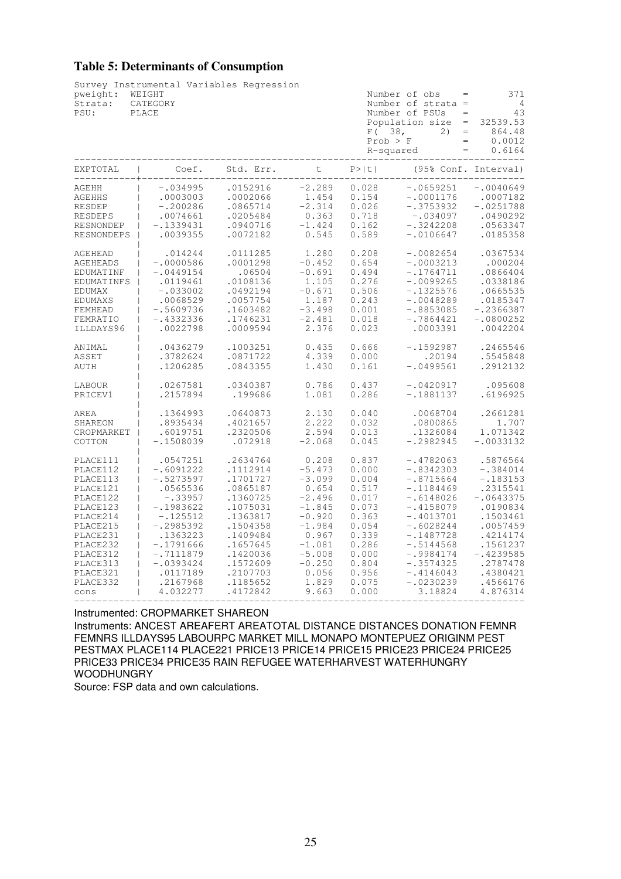### Table 5: Determinants of Consumption

```
Survey Instrumental Variables Regression
pweight:  WEIGHT                                    Number of obs      =       371
Strata:   CATEGORY                                  Number of strata   =         4
PSU:      PLACE                                     Number of PSUs     =        43
                                                    Population size    =  32539.53
                                                    F( 38,      2)     =    864.48
                                                    Prob > F           =    0.0012
                                                    R-squared          =    0.6164
```

| EXPTOTAL | Coef. | Std. Err. | t | P>\|t\| | (95% Conf. | Interval) |
|---|---|---|---|---|---|---|
| AGEHH | -.034995 | .0152916 | -2.289 | 0.028 | -.0659251 | -.0040649 |
| AGEHHS | .0003003 | .0002066 | 1.454 | 0.154 | -.0001176 | .0007182 |
| RESDEP | -.200286 | .0865714 | -2.314 | 0.026 | -.3753932 | -.0251788 |
| RESDEPS | .0074661 | .0205484 | 0.363 | 0.718 | -.034097 | .0490292 |
| RESNONDEP | -.1339431 | .0940716 | -1.424 | 0.162 | -.3242208 | .0563347 |
| RESNONDEPS | .0039355 | .0072182 | 0.545 | 0.589 | -.0106647 | .0185358 |
| AGEHEAD | .014244 | .0111285 | 1.280 | 0.208 | -.0082654 | .0367534 |
| AGEHEADS | -.0000586 | .0001298 | -0.452 | 0.654 | -.0003213 | .000204 |
| EDUMATINF | -.0449154 | .06504 | -0.691 | 0.494 | -.1764711 | .0866404 |
| EDUMATINFS | .0119461 | .0108136 | 1.105 | 0.276 | -.0099265 | .0338186 |
| EDUMAX | -.033002 | .0492194 | -0.671 | 0.506 | -.1325576 | .0665535 |
| EDUMAXS | .0068529 | .0057754 | 1.187 | 0.243 | -.0048289 | .0185347 |
| FEMHEAD | -.5609736 | .1603482 | -3.498 | 0.001 | -.8853085 | -.2366387 |
| FEMRATIO | -.4332336 | .1746231 | -2.481 | 0.018 | -.7864421 | -.0800252 |
| ILLDAYS96 | .0022798 | .0009594 | 2.376 | 0.023 | .0003391 | .0042204 |
| ANIMAL | .0436279 | .1003251 | 0.435 | 0.666 | -.1592987 | .2465546 |
| ASSET | .3782624 | .0871722 | 4.339 | 0.000 | .20194 | .5545848 |
| AUTH | .1206285 | .0843355 | 1.430 | 0.161 | -.0499561 | .2912132 |
| LABOUR | .0267581 | .0340387 | 0.786 | 0.437 | -.0420917 | .095608 |
| PRICEV1 | .2157894 | .199686 | 1.081 | 0.286 | -.1881137 | .6196925 |
| AREA | .1364993 | .0640873 | 2.130 | 0.040 | .0068704 | .2661281 |
| SHAREON | .8935434 | .4021657 | 2.222 | 0.032 | .0800865 | 1.707 |
| CROPMARKET | .6019751 | .2320506 | 2.594 | 0.013 | .1326084 | 1.071342 |
| COTTON | -.1508039 | .072918 | -2.068 | 0.045 | -.2982945 | -.0033132 |
| PLACE111 | .0547251 | .2634764 | 0.208 | 0.837 | -.4782063 | .5876564 |
| PLACE112 | -.6091222 | .1112914 | -5.473 | 0.000 | -.8342303 | -.384014 |
| PLACE113 | -.5273597 | .1701727 | -3.099 | 0.004 | -.8715664 | -.183153 |
| PLACE121 | .0565536 | .0865187 | 0.654 | 0.517 | -.1184469 | .2315541 |
| PLACE122 | -.33957 | .1360725 | -2.496 | 0.017 | -.6148026 | -.0643375 |
| PLACE123 | -.1983622 | .1075031 | -1.845 | 0.073 | -.4158079 | .0190834 |
| PLACE214 | -.125512 | .1363817 | -0.920 | 0.363 | -.4013701 | .1503461 |
| PLACE215 | -.2985392 | .1504358 | -1.984 | 0.054 | -.6028244 | .0057459 |
| PLACE231 | .1363223 | .1409484 | 0.967 | 0.339 | -.1487728 | .4214174 |
| PLACE232 | -.1791666 | .1657645 | -1.081 | 0.286 | -.5144568 | .1561237 |
| PLACE312 | -.7111879 | .1420036 | -5.008 | 0.000 | -.9984174 | -.4239585 |
| PLACE313 | -.0393424 | .1572609 | -0.250 | 0.804 | -.3574325 | .2787478 |
| PLACE321 | .0117189 | .2107703 | 0.056 | 0.956 | -.4146043 | .4380421 |
| PLACE332 | .2167968 | .1185652 | 1.829 | 0.075 | -.0230239 | .4566176 |
| cons | 4.032277 | .4172842 | 9.663 | 0.000 | 3.18824 | 4.876314 |

Instrumented: CROPMARKET SHAREON

Instruments: ANCEST AREAFERT AREATOTAL DISTANCE DISTANCES DONATION FEMNR FEMNRS ILLDAYS95 LABOURPC MARKET MILL MONAPO MONTEPUEZ ORIGINM PEST PESTMAX PLACE114 PLACE221 PRICE13 PRICE14 PRICE15 PRICE23 PRICE24 PRICE25 PRICE33 PRICE34 PRICE35 RAIN REFUGEE WATERHARVEST WATERHUNGRY WOODHUNGRY

Source: FSP data and own calculations.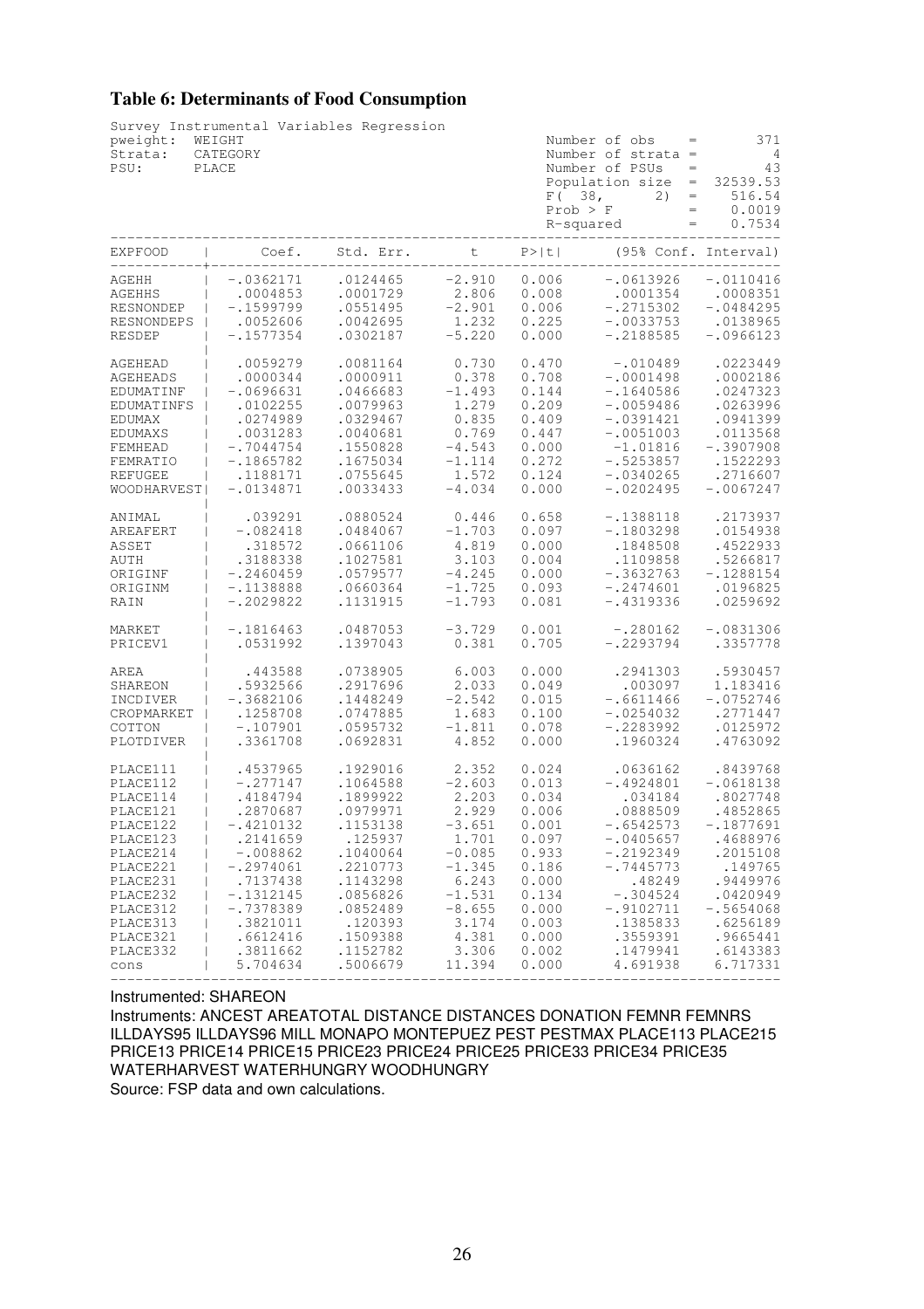### Table 6: Determinants of Food Consumption

Survey Instrumental Variables Regression

| | | | |
|---|---|---|---|
| pweight: | WEIGHT | Number of obs = | 371 |
| Strata: | CATEGORY | Number of strata = | 4 |
| PSU: | PLACE | Number of PSUs = | 43 |
| | | Population size = | 32539.53 |
| | | F( 38, 2) = | 516.54 |
| | | Prob > F = | 0.0019 |
| | | R-squared = | 0.7534 |

| EXPFOOD | Coef. | Std. Err. | t | P>\|t\| | 95% Conf. Interval (low) | 95% Conf. Interval (high) |
|---|---|---|---|---|---|---|
| AGEHH | -.0362171 | .0124465 | -2.910 | 0.006 | -.0613926 | -.0110416 |
| AGEHHS | .0004853 | .0001729 | 2.806 | 0.008 | .0001354 | .0008351 |
| RESNONDEP | -.1599799 | .0551495 | -2.901 | 0.006 | -.2715302 | -.0484295 |
| RESNONDEPS | .0052606 | .0042695 | 1.232 | 0.225 | -.0033753 | .0138965 |
| RESDEP | -.1577354 | .0302187 | -5.220 | 0.000 | -.2188585 | -.0966123 |
| AGEHEAD | .0059279 | .0081164 | 0.730 | 0.470 | -.010489 | .0223449 |
| AGEHEADS | .0000344 | .0000911 | 0.378 | 0.708 | -.0001498 | .0002186 |
| EDUMATINF | -.0696631 | .0466683 | -1.493 | 0.144 | -.1640586 | .0247323 |
| EDUMATINFS | .0102255 | .0079963 | 1.279 | 0.209 | -.0059486 | .0263996 |
| EDUMAX | .0274989 | .0329467 | 0.835 | 0.409 | -.0391421 | .0941399 |
| EDUMAXS | .0031283 | .0040681 | 0.769 | 0.447 | -.0051003 | .0113568 |
| FEMHEAD | -.7044754 | .1550828 | -4.543 | 0.000 | -1.01816 | -.3907908 |
| FEMRATIO | -.1865782 | .1675034 | -1.114 | 0.272 | -.5253857 | .1522293 |
| REFUGEE | .1188171 | .0755645 | 1.572 | 0.124 | -.0340265 | .2716607 |
| WOODHARVEST | -.0134871 | .0033433 | -4.034 | 0.000 | -.0202495 | -.0067247 |
| ANIMAL | .039291 | .0880524 | 0.446 | 0.658 | -.1388118 | .2173937 |
| AREAFERT | -.082418 | .0484067 | -1.703 | 0.097 | -.1803298 | .0154938 |
| ASSET | .318572 | .0661106 | 4.819 | 0.000 | .1848508 | .4522933 |
| AUTH | .3188338 | .1027581 | 3.103 | 0.004 | .1109858 | .5266817 |
| ORIGINF | -.2460459 | .0579577 | -4.245 | 0.000 | -.3632763 | -.1288154 |
| ORIGINM | -.1138888 | .0660364 | -1.725 | 0.093 | -.2474601 | .0196825 |
| RAIN | -.2029822 | .1131915 | -1.793 | 0.081 | -.4319336 | .0259692 |
| MARKET | -.1816463 | .0487053 | -3.729 | 0.001 | -.280162 | -.0831306 |
| PRICEV1 | .0531992 | .1397043 | 0.381 | 0.705 | -.2293794 | .3357778 |
| AREA | .443588 | .0738905 | 6.003 | 0.000 | .2941303 | .5930457 |
| SHAREON | .5932566 | .2917696 | 2.033 | 0.049 | .003097 | 1.183416 |
| INCDIVER | -.3682106 | .1448249 | -2.542 | 0.015 | -.6611466 | -.0752746 |
| CROPMARKET | .1258708 | .0747885 | 1.683 | 0.100 | -.0254032 | .2771447 |
| COTTON | -.107901 | .0595732 | -1.811 | 0.078 | -.2283992 | .0125972 |
| PLOTDIVER | .3361708 | .0692831 | 4.852 | 0.000 | .1960324 | .4763092 |
| PLACE111 | .4537965 | .1929016 | 2.352 | 0.024 | .0636162 | .8439768 |
| PLACE112 | -.277147 | .1064588 | -2.603 | 0.013 | -.4924801 | -.0618138 |
| PLACE114 | .4184794 | .1899922 | 2.203 | 0.034 | .034184 | .8027748 |
| PLACE121 | .2870687 | .0979971 | 2.929 | 0.006 | .0888509 | .4852865 |
| PLACE122 | -.4210132 | .1153138 | -3.651 | 0.001 | -.6542573 | -.1877691 |
| PLACE123 | .2141659 | .125937 | 1.701 | 0.097 | -.0405657 | .4688976 |
| PLACE214 | -.008862 | .1040064 | -0.085 | 0.933 | -.2192349 | .2015108 |
| PLACE221 | -.2974061 | .2210773 | -1.345 | 0.186 | -.7445773 | .149765 |
| PLACE231 | .7137438 | .1143298 | 6.243 | 0.000 | .48249 | .9449976 |
| PLACE232 | -.1312145 | .0856826 | -1.531 | 0.134 | -.304524 | .0420949 |
| PLACE312 | -.7378389 | .0852489 | -8.655 | 0.000 | -.9102711 | -.5654068 |
| PLACE313 | .3821011 | .120393 | 3.174 | 0.003 | .1385833 | .6256189 |
| PLACE321 | .6612416 | .1509388 | 4.381 | 0.000 | .3559391 | .9665441 |
| PLACE332 | .3811662 | .1152782 | 3.306 | 0.002 | .1479941 | .6143383 |
| cons | 5.704634 | .5006679 | 11.394 | 0.000 | 4.691938 | 6.717331 |

Instrumented: SHAREON

Instruments: ANCEST AREATOTAL DISTANCE DISTANCES DONATION FEMNR FEMNRS ILLDAYS95 ILLDAYS96 MILL MONAPO MONTEPUEZ PEST PESTMAX PLACE113 PLACE215 PRICE13 PRICE14 PRICE15 PRICE23 PRICE24 PRICE25 PRICE33 PRICE34 PRICE35 WATERHARVEST WATERHUNGRY WOODHUNGRY

Source: FSP data and own calculations.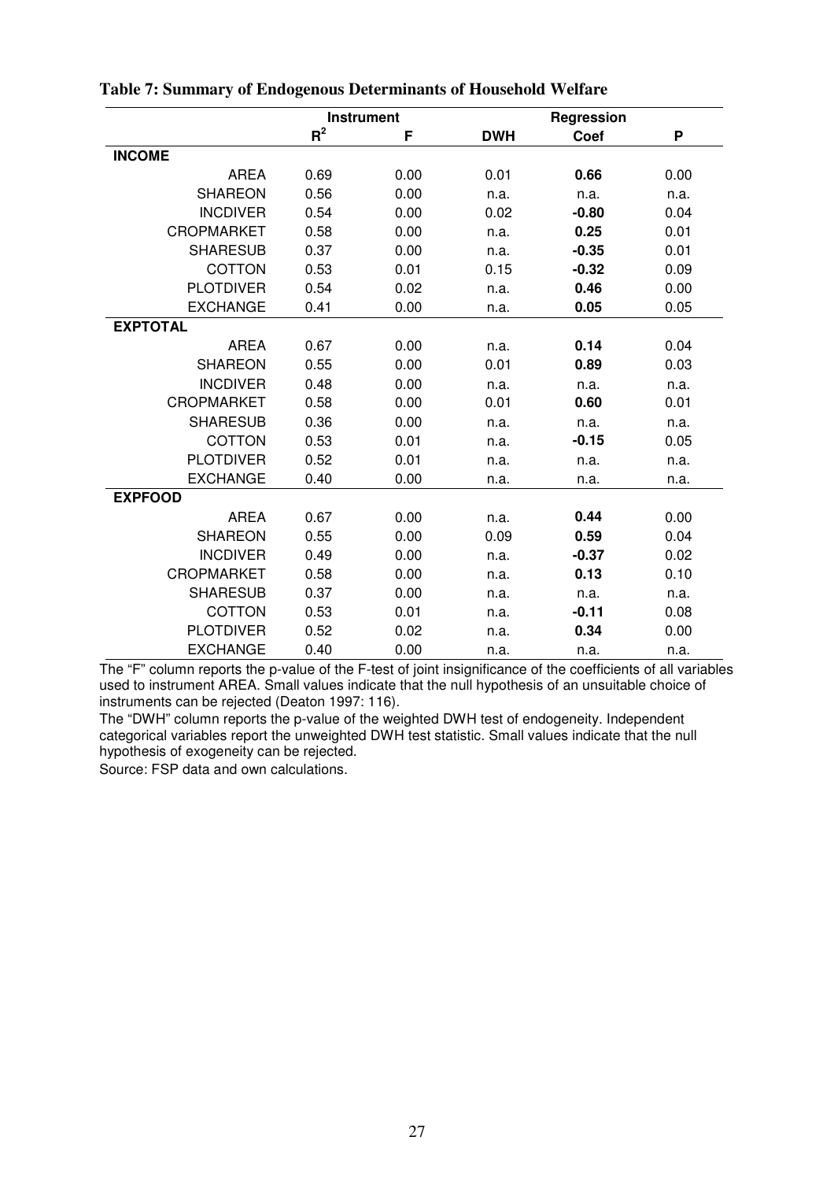**Table 7: Summary of Endogenous Determinants of Household Welfare**

| | Instrument | | Regression | | |
|---|---|---|---|---|---|
| | $R^2$ | F | DWH | Coef | P |
| **INCOME** | | | | | |
| AREA | 0.69 | 0.00 | 0.01 | **0.66** | 0.00 |
| SHAREON | 0.56 | 0.00 | n.a. | n.a. | n.a. |
| INCDIVER | 0.54 | 0.00 | 0.02 | **-0.80** | 0.04 |
| CROPMARKET | 0.58 | 0.00 | n.a. | **0.25** | 0.01 |
| SHARESUB | 0.37 | 0.00 | n.a. | **-0.35** | 0.01 |
| COTTON | 0.53 | 0.01 | 0.15 | **-0.32** | 0.09 |
| PLOTDIVER | 0.54 | 0.02 | n.a. | **0.46** | 0.00 |
| EXCHANGE | 0.41 | 0.00 | n.a. | **0.05** | 0.05 |
| **EXPTOTAL** | | | | | |
| AREA | 0.67 | 0.00 | n.a. | **0.14** | 0.04 |
| SHAREON | 0.55 | 0.00 | 0.01 | **0.89** | 0.03 |
| INCDIVER | 0.48 | 0.00 | n.a. | n.a. | n.a. |
| CROPMARKET | 0.58 | 0.00 | 0.01 | **0.60** | 0.01 |
| SHARESUB | 0.36 | 0.00 | n.a. | n.a. | n.a. |
| COTTON | 0.53 | 0.01 | n.a. | **-0.15** | 0.05 |
| PLOTDIVER | 0.52 | 0.01 | n.a. | n.a. | n.a. |
| EXCHANGE | 0.40 | 0.00 | n.a. | n.a. | n.a. |
| **EXPFOOD** | | | | | |
| AREA | 0.67 | 0.00 | n.a. | **0.44** | 0.00 |
| SHAREON | 0.55 | 0.00 | 0.09 | **0.59** | 0.04 |
| INCDIVER | 0.49 | 0.00 | n.a. | **-0.37** | 0.02 |
| CROPMARKET | 0.58 | 0.00 | n.a. | **0.13** | 0.10 |
| SHARESUB | 0.37 | 0.00 | n.a. | n.a. | n.a. |
| COTTON | 0.53 | 0.01 | n.a. | **-0.11** | 0.08 |
| PLOTDIVER | 0.52 | 0.02 | n.a. | **0.34** | 0.00 |
| EXCHANGE | 0.40 | 0.00 | n.a. | n.a. | n.a. |

The "F" column reports the p-value of the F-test of joint insignificance of the coefficients of all variables used to instrument AREA. Small values indicate that the null hypothesis of an unsuitable choice of instruments can be rejected (Deaton 1997: 116).

The "DWH" column reports the p-value of the weighted DWH test of endogeneity. Independent categorical variables report the unweighted DWH test statistic. Small values indicate that the null hypothesis of exogeneity can be rejected.

Source: FSP data and own calculations.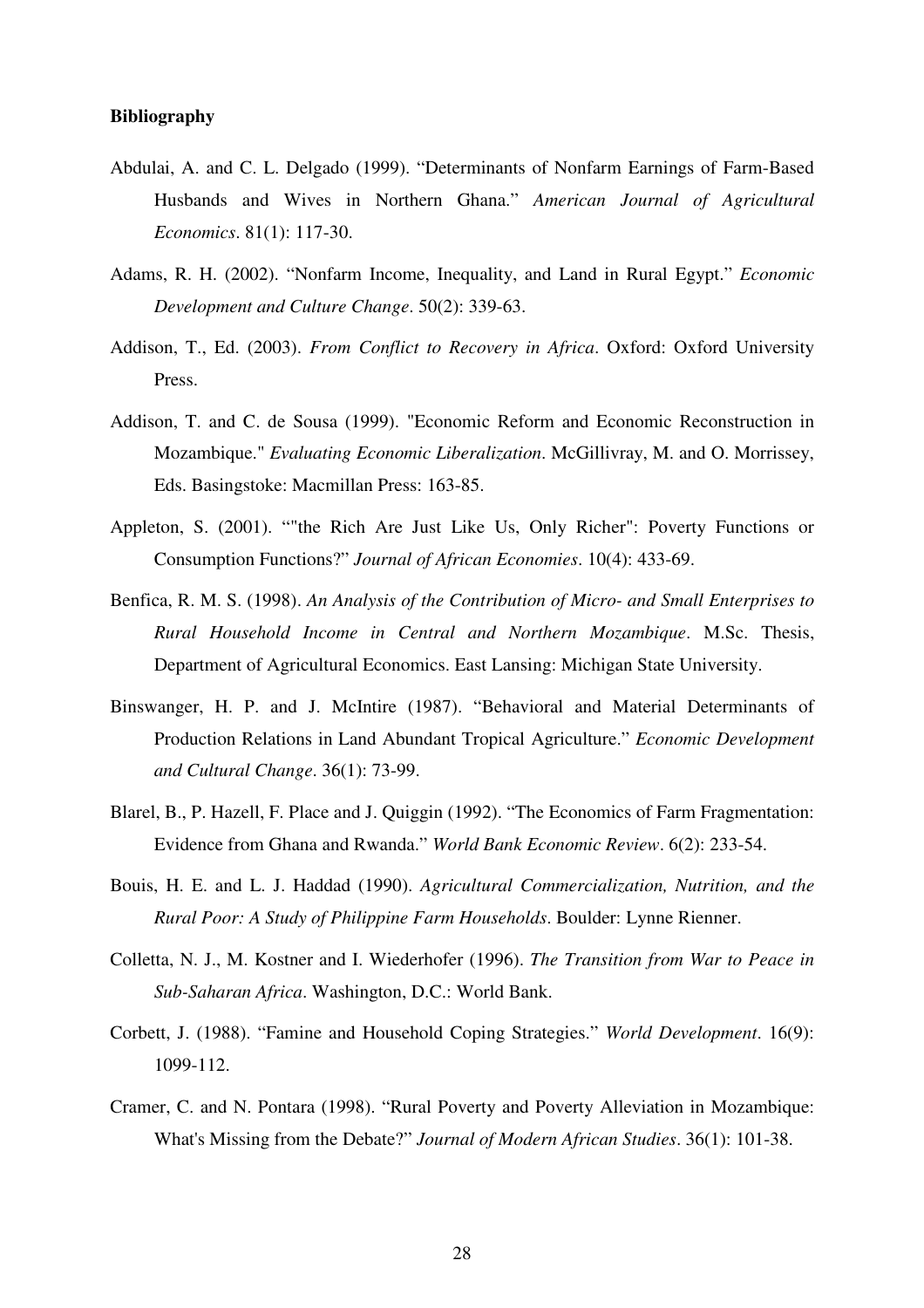**Bibliography**

Abdulai, A. and C. L. Delgado (1999). “Determinants of Nonfarm Earnings of Farm-Based Husbands and Wives in Northern Ghana.” *American Journal of Agricultural Economics*. 81(1): 117-30.

Adams, R. H. (2002). “Nonfarm Income, Inequality, and Land in Rural Egypt.” *Economic Development and Culture Change*. 50(2): 339-63.

Addison, T., Ed. (2003). *From Conflict to Recovery in Africa*. Oxford: Oxford University Press.

Addison, T. and C. de Sousa (1999). "Economic Reform and Economic Reconstruction in Mozambique." *Evaluating Economic Liberalization*. McGillivray, M. and O. Morrissey, Eds. Basingstoke: Macmillan Press: 163-85.

Appleton, S. (2001). “"the Rich Are Just Like Us, Only Richer": Poverty Functions or Consumption Functions?” *Journal of African Economies*. 10(4): 433-69.

Benfica, R. M. S. (1998). *An Analysis of the Contribution of Micro- and Small Enterprises to Rural Household Income in Central and Northern Mozambique*. M.Sc. Thesis, Department of Agricultural Economics. East Lansing: Michigan State University.

Binswanger, H. P. and J. McIntire (1987). “Behavioral and Material Determinants of Production Relations in Land Abundant Tropical Agriculture.” *Economic Development and Cultural Change*. 36(1): 73-99.

Blarel, B., P. Hazell, F. Place and J. Quiggin (1992). “The Economics of Farm Fragmentation: Evidence from Ghana and Rwanda.” *World Bank Economic Review*. 6(2): 233-54.

Bouis, H. E. and L. J. Haddad (1990). *Agricultural Commercialization, Nutrition, and the Rural Poor: A Study of Philippine Farm Households*. Boulder: Lynne Rienner.

Colletta, N. J., M. Kostner and I. Wiederhofer (1996). *The Transition from War to Peace in Sub-Saharan Africa*. Washington, D.C.: World Bank.

Corbett, J. (1988). “Famine and Household Coping Strategies.” *World Development*. 16(9): 1099-112.

Cramer, C. and N. Pontara (1998). “Rural Poverty and Poverty Alleviation in Mozambique: What's Missing from the Debate?” *Journal of Modern African Studies*. 36(1): 101-38.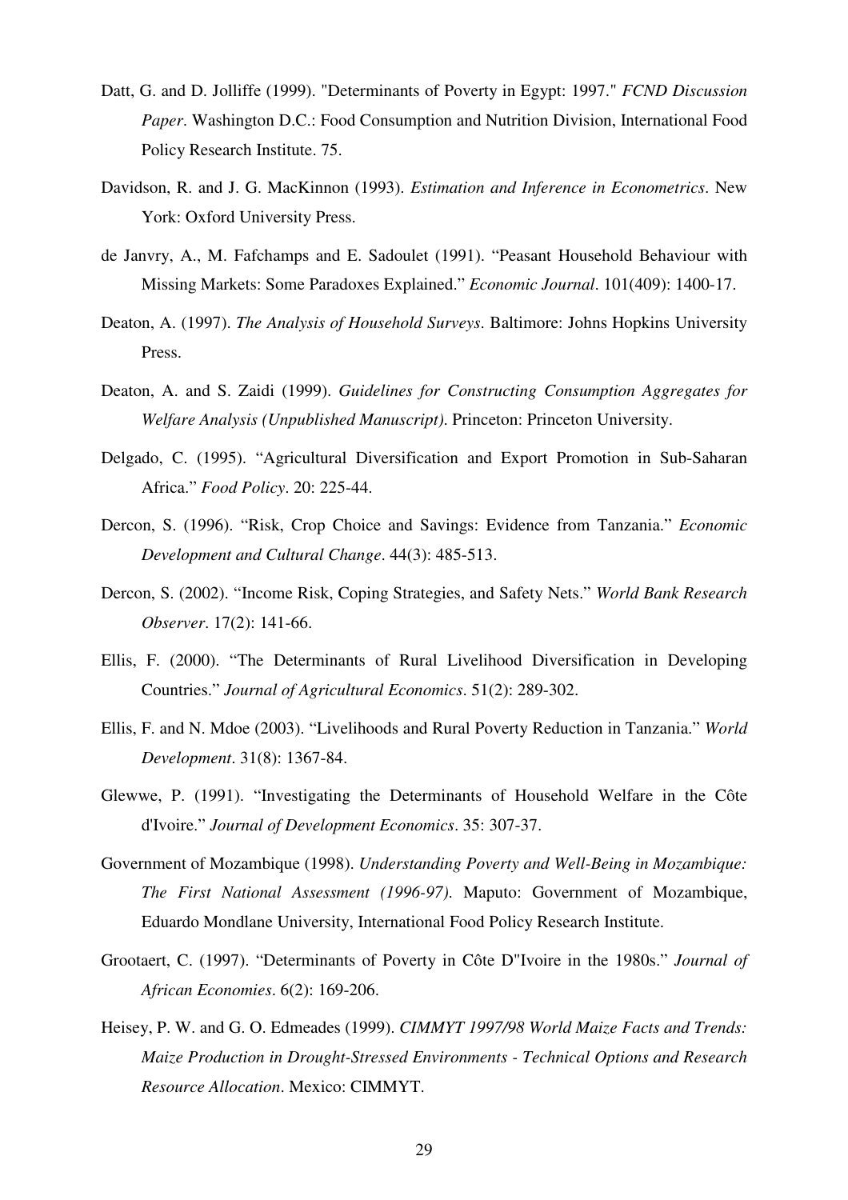Datt, G. and D. Jolliffe (1999). "Determinants of Poverty in Egypt: 1997." *FCND Discussion Paper*. Washington D.C.: Food Consumption and Nutrition Division, International Food Policy Research Institute. 75.

Davidson, R. and J. G. MacKinnon (1993). *Estimation and Inference in Econometrics*. New York: Oxford University Press.

de Janvry, A., M. Fafchamps and E. Sadoulet (1991). "Peasant Household Behaviour with Missing Markets: Some Paradoxes Explained." *Economic Journal*. 101(409): 1400-17.

Deaton, A. (1997). *The Analysis of Household Surveys*. Baltimore: Johns Hopkins University Press.

Deaton, A. and S. Zaidi (1999). *Guidelines for Constructing Consumption Aggregates for Welfare Analysis (Unpublished Manuscript)*. Princeton: Princeton University.

Delgado, C. (1995). "Agricultural Diversification and Export Promotion in Sub-Saharan Africa." *Food Policy*. 20: 225-44.

Dercon, S. (1996). "Risk, Crop Choice and Savings: Evidence from Tanzania." *Economic Development and Cultural Change*. 44(3): 485-513.

Dercon, S. (2002). "Income Risk, Coping Strategies, and Safety Nets." *World Bank Research Observer*. 17(2): 141-66.

Ellis, F. (2000). "The Determinants of Rural Livelihood Diversification in Developing Countries." *Journal of Agricultural Economics*. 51(2): 289-302.

Ellis, F. and N. Mdoe (2003). "Livelihoods and Rural Poverty Reduction in Tanzania." *World Development*. 31(8): 1367-84.

Glewwe, P. (1991). "Investigating the Determinants of Household Welfare in the Côte d'Ivoire." *Journal of Development Economics*. 35: 307-37.

Government of Mozambique (1998). *Understanding Poverty and Well-Being in Mozambique: The First National Assessment (1996-97)*. Maputo: Government of Mozambique, Eduardo Mondlane University, International Food Policy Research Institute.

Grootaert, C. (1997). "Determinants of Poverty in Côte D"Ivoire in the 1980s." *Journal of African Economies*. 6(2): 169-206.

Heisey, P. W. and G. O. Edmeades (1999). *CIMMYT 1997/98 World Maize Facts and Trends: Maize Production in Drought-Stressed Environments - Technical Options and Research Resource Allocation*. Mexico: CIMMYT.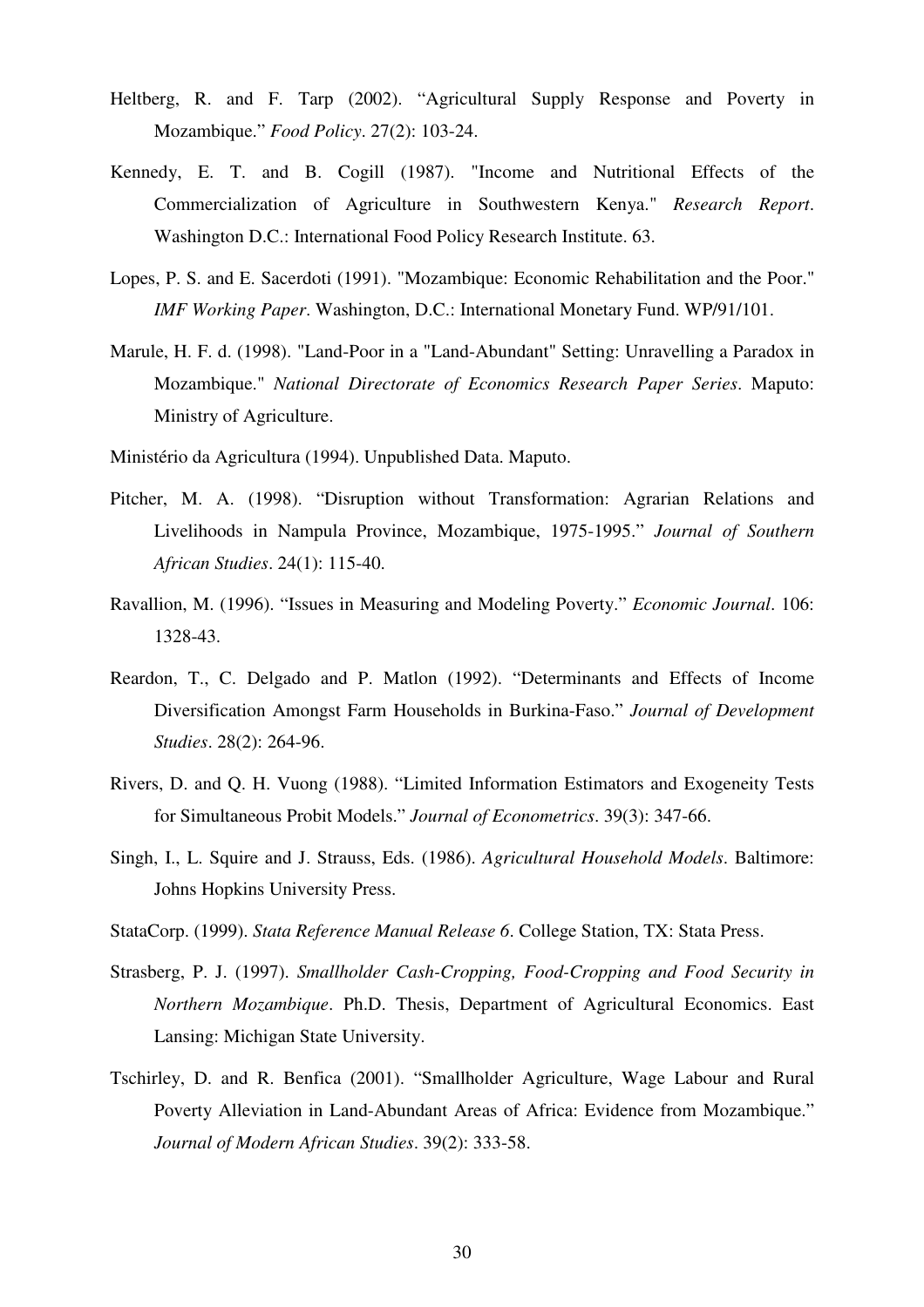Heltberg, R. and F. Tarp (2002). "Agricultural Supply Response and Poverty in Mozambique." *Food Policy*. 27(2): 103-24.

Kennedy, E. T. and B. Cogill (1987). "Income and Nutritional Effects of the Commercialization of Agriculture in Southwestern Kenya." *Research Report*. Washington D.C.: International Food Policy Research Institute. 63.

Lopes, P. S. and E. Sacerdoti (1991). "Mozambique: Economic Rehabilitation and the Poor." *IMF Working Paper*. Washington, D.C.: International Monetary Fund. WP/91/101.

Marule, H. F. d. (1998). "Land-Poor in a "Land-Abundant" Setting: Unravelling a Paradox in Mozambique." *National Directorate of Economics Research Paper Series*. Maputo: Ministry of Agriculture.

Ministério da Agricultura (1994). Unpublished Data. Maputo.

Pitcher, M. A. (1998). "Disruption without Transformation: Agrarian Relations and Livelihoods in Nampula Province, Mozambique, 1975-1995." *Journal of Southern African Studies*. 24(1): 115-40.

Ravallion, M. (1996). "Issues in Measuring and Modeling Poverty." *Economic Journal*. 106: 1328-43.

Reardon, T., C. Delgado and P. Matlon (1992). "Determinants and Effects of Income Diversification Amongst Farm Households in Burkina-Faso." *Journal of Development Studies*. 28(2): 264-96.

Rivers, D. and Q. H. Vuong (1988). "Limited Information Estimators and Exogeneity Tests for Simultaneous Probit Models." *Journal of Econometrics*. 39(3): 347-66.

Singh, I., L. Squire and J. Strauss, Eds. (1986). *Agricultural Household Models*. Baltimore: Johns Hopkins University Press.

StataCorp. (1999). *Stata Reference Manual Release 6*. College Station, TX: Stata Press.

Strasberg, P. J. (1997). *Smallholder Cash-Cropping, Food-Cropping and Food Security in Northern Mozambique*. Ph.D. Thesis, Department of Agricultural Economics. East Lansing: Michigan State University.

Tschirley, D. and R. Benfica (2001). "Smallholder Agriculture, Wage Labour and Rural Poverty Alleviation in Land-Abundant Areas of Africa: Evidence from Mozambique." *Journal of Modern African Studies*. 39(2): 333-58.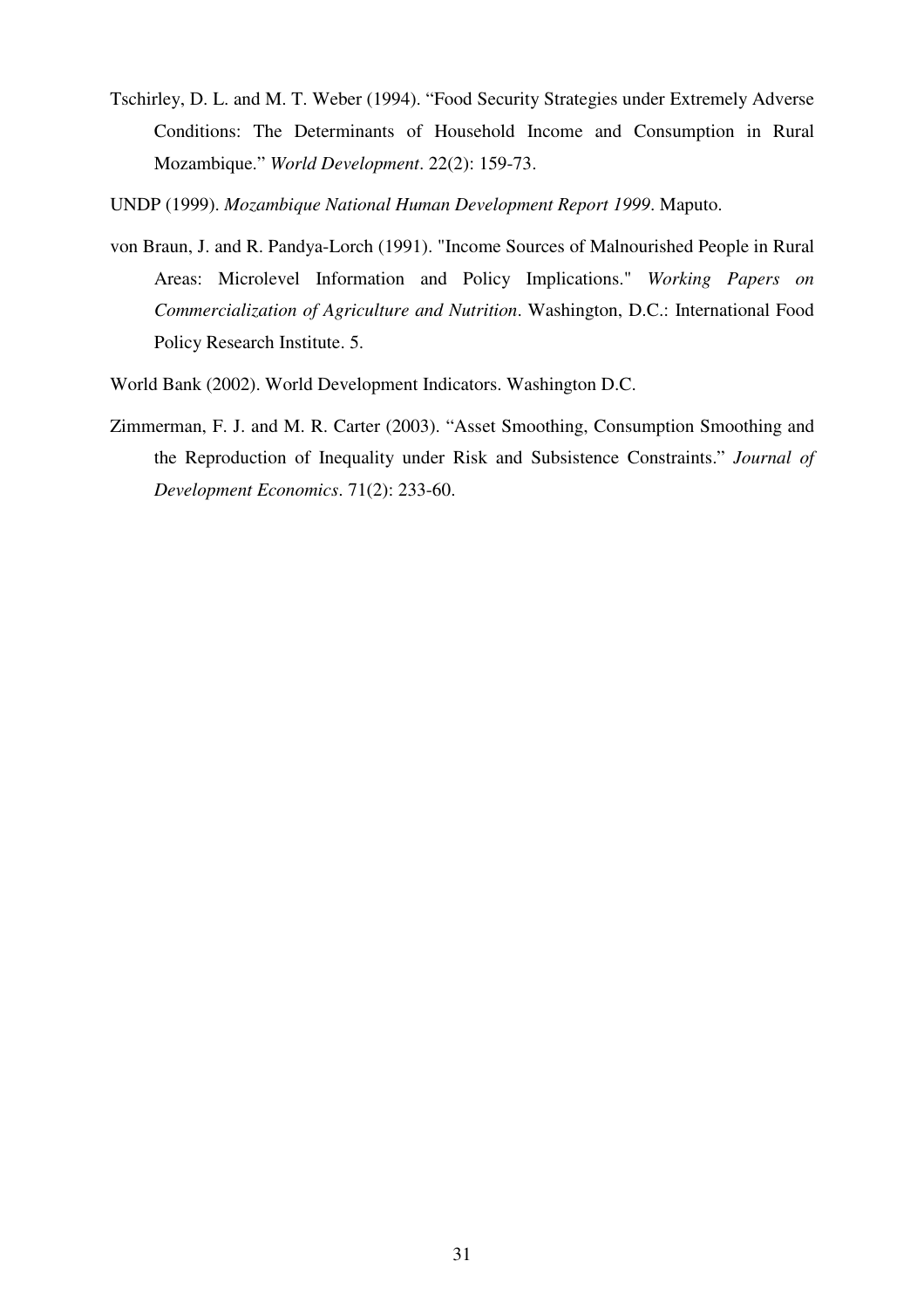Tschirley, D. L. and M. T. Weber (1994). "Food Security Strategies under Extremely Adverse Conditions: The Determinants of Household Income and Consumption in Rural Mozambique." *World Development*. 22(2): 159-73.

UNDP (1999). *Mozambique National Human Development Report 1999*. Maputo.

von Braun, J. and R. Pandya-Lorch (1991). "Income Sources of Malnourished People in Rural Areas: Microlevel Information and Policy Implications." *Working Papers on Commercialization of Agriculture and Nutrition*. Washington, D.C.: International Food Policy Research Institute. 5.

World Bank (2002). World Development Indicators. Washington D.C.

Zimmerman, F. J. and M. R. Carter (2003). "Asset Smoothing, Consumption Smoothing and the Reproduction of Inequality under Risk and Subsistence Constraints." *Journal of Development Economics*. 71(2): 233-60.